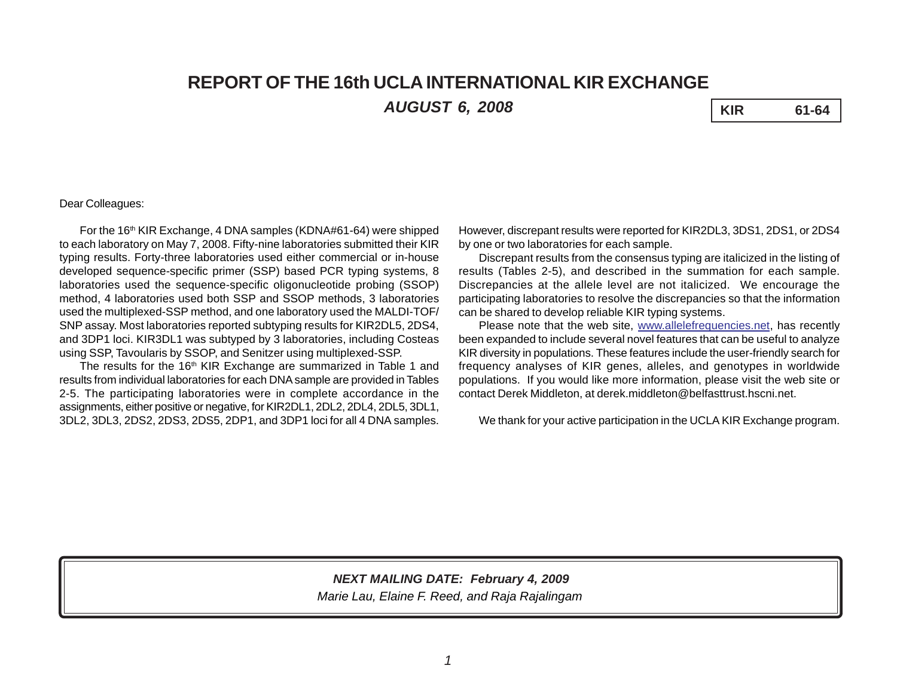# REPORT OF THE 16th UCLA INTERNATIONAL KIR EXCHANGE

***AUGUST 6, 2008***

| KIR | 61-64 |
|---|---|

Dear Colleagues:

For the 16th KIR Exchange, 4 DNA samples (KDNA#61-64) were shipped to each laboratory on May 7, 2008. Fifty-nine laboratories submitted their KIR typing results. Forty-three laboratories used either commercial or in-house developed sequence-specific primer (SSP) based PCR typing systems, 8 laboratories used the sequence-specific oligonucleotide probing (SSOP) method, 4 laboratories used both SSP and SSOP methods, 3 laboratories used the multiplexed-SSP method, and one laboratory used the MALDI-TOF/SNP assay. Most laboratories reported subtyping results for KIR2DL5, 2DS4, and 3DP1 loci. KIR3DL1 was subtyped by 3 laboratories, including Costeas using SSP, Tavoularis by SSOP, and Senitzer using multiplexed-SSP.

The results for the 16th KIR Exchange are summarized in Table 1 and results from individual laboratories for each DNA sample are provided in Tables 2-5. The participating laboratories were in complete accordance in the assignments, either positive or negative, for KIR2DL1, 2DL2, 2DL4, 2DL5, 3DL1, 3DL2, 3DL3, 2DS2, 2DS3, 2DS5, 2DP1, and 3DP1 loci for all 4 DNA samples. However, discrepant results were reported for KIR2DL3, 3DS1, 2DS1, or 2DS4 by one or two laboratories for each sample.

Discrepant results from the consensus typing are italicized in the listing of results (Tables 2-5), and described in the summation for each sample. Discrepancies at the allele level are not italicized. We encourage the participating laboratories to resolve the discrepancies so that the information can be shared to develop reliable KIR typing systems.

Please note that the web site, www.allelefrequencies.net, has recently been expanded to include several novel features that can be useful to analyze KIR diversity in populations. These features include the user-friendly search for frequency analyses of KIR genes, alleles, and genotypes in worldwide populations. If you would like more information, please visit the web site or contact Derek Middleton, at derek.middleton@belfasttrust.hscni.net.

We thank for your active participation in the UCLA KIR Exchange program.

***NEXT MAILING DATE: February 4, 2009***

*Marie Lau, Elaine F. Reed, and Raja Rajalingam*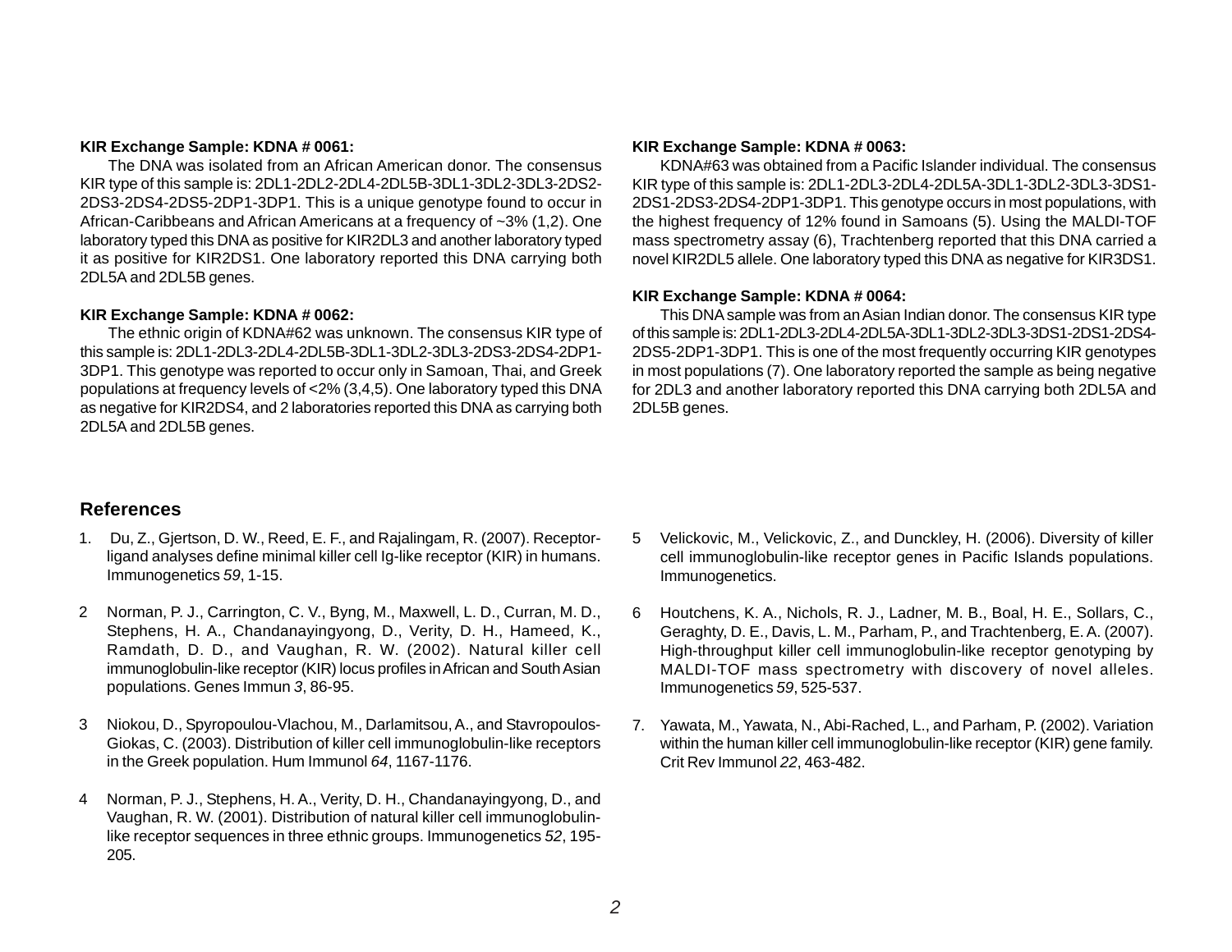**KIR Exchange Sample: KDNA # 0061:**

The DNA was isolated from an African American donor. The consensus KIR type of this sample is: 2DL1-2DL2-2DL4-2DL5B-3DL1-3DL2-3DL3-2DS2-2DS3-2DS4-2DS5-2DP1-3DP1. This is a unique genotype found to occur in African-Caribbeans and African Americans at a frequency of ~3% (1,2). One laboratory typed this DNA as positive for KIR2DL3 and another laboratory typed it as positive for KIR2DS1. One laboratory reported this DNA carrying both 2DL5A and 2DL5B genes.

**KIR Exchange Sample: KDNA # 0062:**

The ethnic origin of KDNA#62 was unknown. The consensus KIR type of this sample is: 2DL1-2DL3-2DL4-2DL5B-3DL1-3DL2-3DL3-2DS3-2DS4-2DP1-3DP1. This genotype was reported to occur only in Samoan, Thai, and Greek populations at frequency levels of <2% (3,4,5). One laboratory typed this DNA as negative for KIR2DS4, and 2 laboratories reported this DNA as carrying both 2DL5A and 2DL5B genes.

**KIR Exchange Sample: KDNA # 0063:**

KDNA#63 was obtained from a Pacific Islander individual. The consensus KIR type of this sample is: 2DL1-2DL3-2DL4-2DL5A-3DL1-3DL2-3DL3-3DS1-2DS1-2DS3-2DS4-2DP1-3DP1. This genotype occurs in most populations, with the highest frequency of 12% found in Samoans (5). Using the MALDI-TOF mass spectrometry assay (6), Trachtenberg reported that this DNA carried a novel KIR2DL5 allele. One laboratory typed this DNA as negative for KIR3DS1.

**KIR Exchange Sample: KDNA # 0064:**

This DNA sample was from an Asian Indian donor. The consensus KIR type of this sample is: 2DL1-2DL3-2DL4-2DL5A-3DL1-3DL2-3DL3-3DS1-2DS1-2DS4-2DS5-2DP1-3DP1. This is one of the most frequently occurring KIR genotypes in most populations (7). One laboratory reported the sample as being negative for 2DL3 and another laboratory reported this DNA carrying both 2DL5A and 2DL5B genes.

## References

1. Du, Z., Gjertson, D. W., Reed, E. F., and Rajalingam, R. (2007). Receptor-ligand analyses define minimal killer cell Ig-like receptor (KIR) in humans. Immunogenetics *59*, 1-15.

2. Norman, P. J., Carrington, C. V., Byng, M., Maxwell, L. D., Curran, M. D., Stephens, H. A., Chandanayingyong, D., Verity, D. H., Hameed, K., Ramdath, D. D., and Vaughan, R. W. (2002). Natural killer cell immunoglobulin-like receptor (KIR) locus profiles in African and South Asian populations. Genes Immun *3*, 86-95.

3. Niokou, D., Spyropoulou-Vlachou, M., Darlamitsou, A., and Stavropoulos-Giokas, C. (2003). Distribution of killer cell immunoglobulin-like receptors in the Greek population. Hum Immunol *64*, 1167-1176.

4. Norman, P. J., Stephens, H. A., Verity, D. H., Chandanayingyong, D., and Vaughan, R. W. (2001). Distribution of natural killer cell immunoglobulin-like receptor sequences in three ethnic groups. Immunogenetics *52*, 195-205.

5. Velickovic, M., Velickovic, Z., and Dunckley, H. (2006). Diversity of killer cell immunoglobulin-like receptor genes in Pacific Islands populations. Immunogenetics.

6. Houtchens, K. A., Nichols, R. J., Ladner, M. B., Boal, H. E., Sollars, C., Geraghty, D. E., Davis, L. M., Parham, P., and Trachtenberg, E. A. (2007). High-throughput killer cell immunoglobulin-like receptor genotyping by MALDI-TOF mass spectrometry with discovery of novel alleles. Immunogenetics *59*, 525-537.

7. Yawata, M., Yawata, N., Abi-Rached, L., and Parham, P. (2002). Variation within the human killer cell immunoglobulin-like receptor (KIR) gene family. Crit Rev Immunol *22*, 463-482.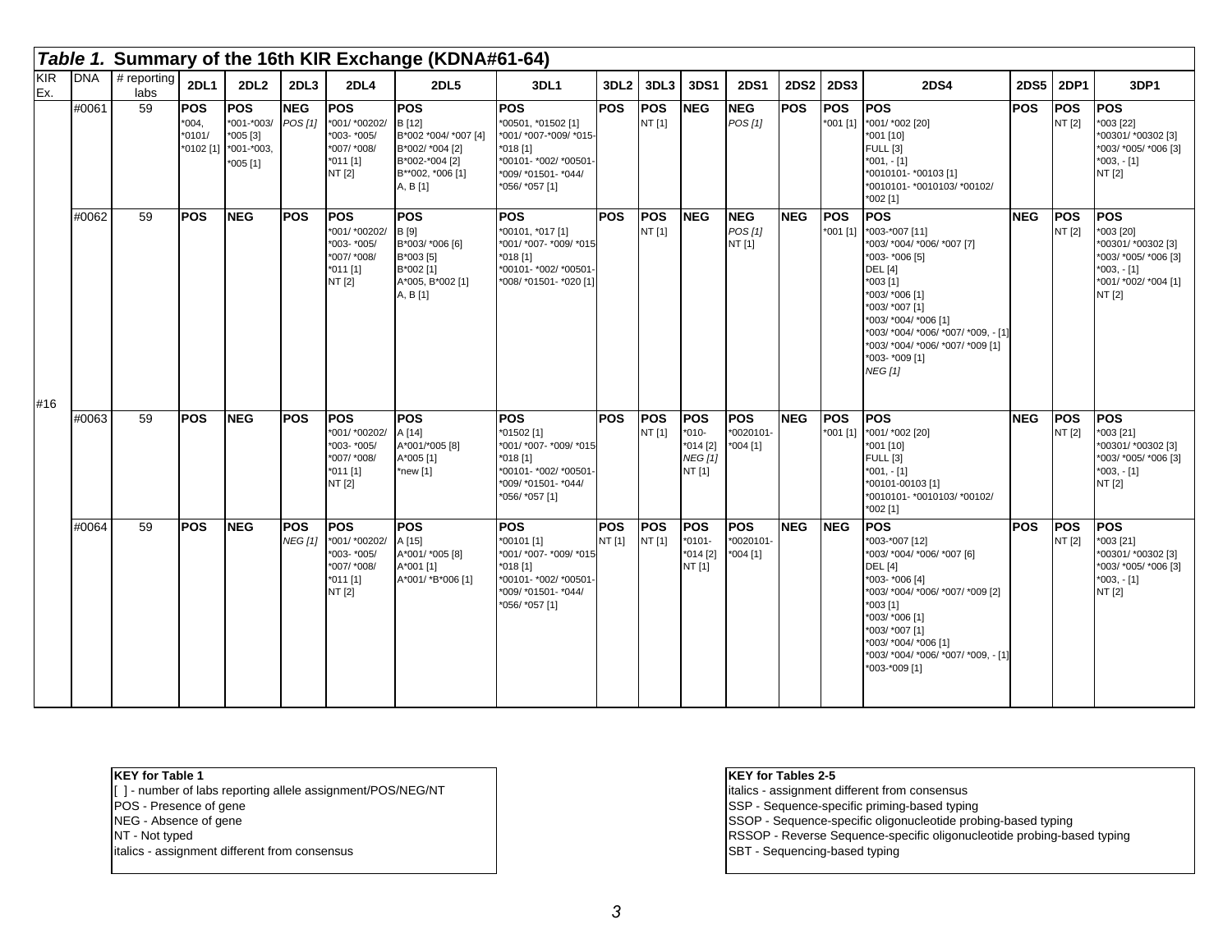## *Table 1.* Summary of the 16th KIR Exchange (KDNA#61-64)

| KIR Ex. | DNA | # reporting labs | 2DL1 | 2DL2 | 2DL3 | 2DL4 | 2DL5 | 3DL1 | 3DL2 | 3DL3 | 3DS1 | 2DS1 | 2DS2 | 2DS3 | 2DS4 | 2DS5 | 2DP1 | 3DP1 |
|---|---|---|---|---|---|---|---|---|---|---|---|---|---|---|---|---|---|---|
| #16 | #0061 | 59 | **POS** *004, *0101/ *0102 [1] | **POS** *001-*003/ *005 [3] *001-*003, *005 [1] | **NEG** *POS [1]* | **POS** *001/ *00202/ *003- *005/ *007/ *008/ *011 [1] NT [2] | **POS** B [12] B*002 *004/ *007 [4] B*002/ *004 [2] B*002-*004 [2] B**002, *006 [1] A, B [1] | **POS** *00501, *01502 [1] *001/ *007-*009/ *015- *018 [1] *00101- *002/ *00501- *009/ *01501- *044/ *056/ *057 [1] | **POS** | **POS** NT [1] | **NEG** | **NEG** *POS [1]* | **POS** | **POS** *001 [1] | **POS** *001/ *002 [20] *001 [10] FULL [3] *001, - [1] *0010101- *00103 [1] *0010101- *0010103/ *00102/ *002 [1] | **POS** | **POS** NT [2] | **POS** *003 [22] *00301/ *00302 [3] *003/ *005/ *006 [3] *003, - [1] NT [2] |
| | #0062 | 59 | **POS** | **NEG** | **POS** | **POS** *001/ *00202/ *003- *005/ *007/ *008/ *011 [1] NT [2] | **POS** B [9] B*003/ *006 [6] B*003 [5] B*002 [1] A*005, B*002 [1] A, B [1] | **POS** *00101, *017 [1] *001/ *007- *009/ *015 *018 [1] *00101- *002/ *00501- *008/ *01501- *020 [1] | **POS** | **POS** NT [1] | **NEG** | **NEG** *POS [1]* NT [1] | **NEG** | **POS** *001 [1] | **POS** *003-*007 [11] *003/ *004/ *006/ *007 [7] *003- *006 [5] DEL [4] *003 [1] *003/ *006 [1] *003/ *007 [1] *003/ *004/ *006 [1] *003/ *004/ *006/ *007/ *009, - [1] *003/ *004/ *006/ *007/ *009 [1] *003- *009 [1] *NEG [1]* | **NEG** | **POS** NT [2] | **POS** *003 [20] *00301/ *00302 [3] *003/ *005/ *006 [3] *003, - [1] *001/ *002/ *004 [1] NT [2] |
| | #0063 | 59 | **POS** | **NEG** | **POS** | **POS** *001/ *00202/ *003- *005/ *007/ *008/ *011 [1] NT [2] | **POS** A [14] A*001/*005 [8] A*005 [1] *new [1] | **POS** *01502 [1] *001/ *007- *009/ *015 *018 [1] *00101- *002/ *00501- *009/ *01501- *044/ *056/ *057 [1] | **POS** | **POS** NT [1] | **POS** *010- *014 [2] *NEG [1]* NT [1] | **POS** *0020101- *004 [1] | **NEG** | **POS** *001 [1] | **POS** *001/ *002 [20] *001 [10] FULL [3] *001, - [1] *00101-00103 [1] *0010101- *0010103/ *00102/ *002 [1] | **NEG** | **POS** NT [2] | **POS** *003 [21] *00301/ *00302 [3] *003/ *005/ *006 [3] *003, - [1] NT [2] |
| | #0064 | 59 | **POS** | **NEG** | **POS** *NEG [1]* | **POS** *001/ *00202/ *003- *005/ *007/ *008/ *011 [1] NT [2] | **POS** A [15] A*001/ *005 [8] A*001 [1] A*001/ *B*006 [1] | **POS** *00101 [1] *001/ *007- *009/ *015 *018 [1] *00101- *002/ *00501- *009/ *01501- *044/ *056/ *057 [1] | **POS** NT [1] | **POS** NT [1] | **POS** *0101- *014 [2] NT [1] | **POS** *0020101- *004 [1] | **NEG** | **NEG** | **POS** *003-*007 [12] *003/ *004/ *006/ *007 [6] DEL [4] *003- *006 [4] *003/ *004/ *006/ *007/ *009 [2] *003 [1] *003/ *006 [1] *003/ *007 [1] *003/ *004/ *006 [1] *003/ *004/ *006/ *007/ *009, - [1] *003-*009 [1] | **POS** | **POS** NT [2] | **POS** *003 [21] *00301/ *00302 [3] *003/ *005/ *006 [3] *003, - [1] NT [2] |

**KEY for Table 1**
[ ] - number of labs reporting allele assignment/POS/NEG/NT
POS - Presence of gene
NEG - Absence of gene
NT - Not typed
italics - assignment different from consensus

**KEY for Tables 2-5**
italics - assignment different from consensus
SSP - Sequence-specific priming-based typing
SSOP - Sequence-specific oligonucleotide probing-based typing
RSSOP - Reverse Sequence-specific oligonucleotide probing-based typing
SBT - Sequencing-based typing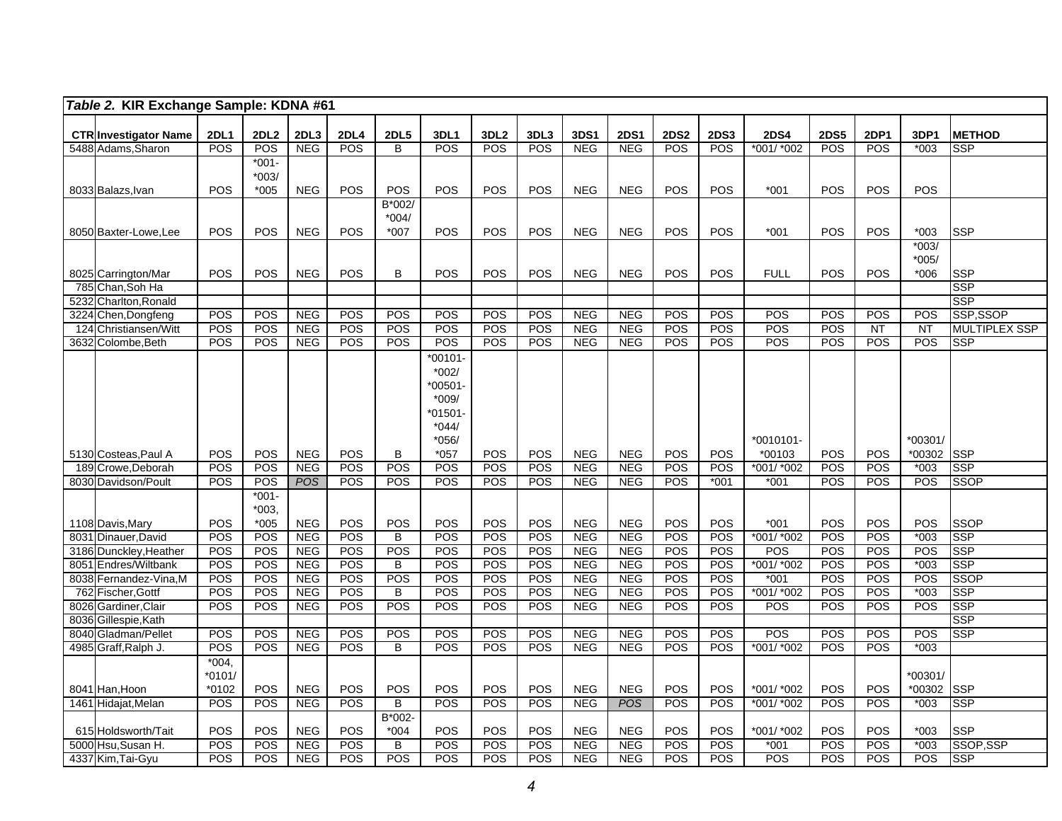| **Table 2. KIR Exchange Sample: KDNA #61** | | | | | | | | | | | | | | | | | | | |
|---|---|---|---|---|---|---|---|---|---|---|---|---|---|---|---|---|---|---|---|
| **CTR** | **Investigator Name** | **2DL1** | **2DL2** | **2DL3** | **2DL4** | **2DL5** | **3DL1** | **3DL2** | **3DL3** | **3DS1** | **2DS1** | **2DS2** | **2DS3** | **2DS4** | **2DS5** | **2DP1** | **3DP1** | **METHOD** |
| 5488 | Adams,Sharon | POS | POS | NEG | POS | B | POS | POS | POS | NEG | NEG | POS | POS | *001/ *002 | POS | POS | *003 | SSP |
| 8033 | Balazs,Ivan | POS | *001-*003/*005 | NEG | POS | POS | POS | POS | POS | NEG | NEG | POS | POS | *001 | POS | POS | POS | |
| 8050 | Baxter-Lowe,Lee | POS | POS | NEG | POS | B*002/*004/*007 | POS | POS | POS | NEG | NEG | POS | POS | *001 | POS | POS | *003 | SSP |
| 8025 | Carrington/Mar | POS | POS | NEG | POS | B | POS | POS | POS | NEG | NEG | POS | POS | FULL | POS | POS | *003/*005/*006 | SSP |
| 785 | Chan,Soh Ha | | | | | | | | | | | | | | | | | SSP |
| 5232 | Charlton,Ronald | | | | | | | | | | | | | | | | | SSP |
| 3224 | Chen,Dongfeng | POS | POS | NEG | POS | POS | POS | POS | POS | NEG | NEG | POS | POS | POS | POS | POS | POS | SSP,SSOP |
| 124 | Christiansen/Witt | POS | POS | NEG | POS | POS | POS | POS | POS | NEG | NEG | POS | POS | POS | POS | NT | NT | MULTIPLEX SSP |
| 3632 | Colombe,Beth | POS | POS | NEG | POS | POS | POS | POS | POS | NEG | NEG | POS | POS | POS | POS | POS | POS | SSP |
| 5130 | Costeas,Paul A | POS | POS | NEG | POS | B | *00101-*002/*00501-*009/*01501-*044/*056/*057 | POS | POS | NEG | NEG | POS | POS | *0010101-*00103 | POS | POS | *00301/*00302 | SSP |
| 189 | Crowe,Deborah | POS | POS | NEG | POS | POS | POS | POS | POS | NEG | NEG | POS | POS | *001/ *002 | POS | POS | *003 | SSP |
| 8030 | Davidson/Poult | POS | POS | *POS* | POS | POS | POS | POS | POS | NEG | NEG | POS | *001 | *001 | POS | POS | POS | SSOP |
| 1108 | Davis,Mary | POS | *001-*003,*005 | NEG | POS | POS | POS | POS | POS | NEG | NEG | POS | POS | *001 | POS | POS | POS | SSOP |
| 8031 | Dinauer,David | POS | POS | NEG | POS | B | POS | POS | POS | NEG | NEG | POS | POS | *001/ *002 | POS | POS | *003 | SSP |
| 3186 | Dunckley,Heather | POS | POS | NEG | POS | POS | POS | POS | POS | NEG | NEG | POS | POS | POS | POS | POS | POS | SSP |
| 8051 | Endres/Wiltbank | POS | POS | NEG | POS | B | POS | POS | POS | NEG | NEG | POS | POS | *001/ *002 | POS | POS | *003 | SSP |
| 8038 | Fernandez-Vina,M | POS | POS | NEG | POS | POS | POS | POS | POS | NEG | NEG | POS | POS | *001 | POS | POS | POS | SSOP |
| 762 | Fischer,Gottf | POS | POS | NEG | POS | B | POS | POS | POS | NEG | NEG | POS | POS | *001/ *002 | POS | POS | *003 | SSP |
| 8026 | Gardiner,Clair | POS | POS | NEG | POS | POS | POS | POS | POS | NEG | NEG | POS | POS | POS | POS | POS | POS | SSP |
| 8036 | Gillespie,Kath | | | | | | | | | | | | | | | | | SSP |
| 8040 | Gladman/Pellet | POS | POS | NEG | POS | POS | POS | POS | POS | NEG | NEG | POS | POS | POS | POS | POS | POS | SSP |
| 4985 | Graff,Ralph J. | POS | POS | NEG | POS | B | POS | POS | POS | NEG | NEG | POS | POS | *001/ *002 | POS | POS | *003 | |
| 8041 | Han,Hoon | *004,*0101/*0102 | POS | NEG | POS | POS | POS | POS | POS | NEG | NEG | POS | POS | *001/ *002 | POS | POS | *00301/*00302 | SSP |
| 1461 | Hidajat,Melan | POS | POS | NEG | POS | B | POS | POS | POS | NEG | *POS* | POS | POS | *001/ *002 | POS | POS | *003 | SSP |
| 615 | Holdsworth/Tait | POS | POS | NEG | POS | B*002-*004 | POS | POS | POS | NEG | NEG | POS | POS | *001/ *002 | POS | POS | *003 | SSP |
| 5000 | Hsu,Susan H. | POS | POS | NEG | POS | B | POS | POS | POS | NEG | NEG | POS | POS | *001 | POS | POS | *003 | SSOP,SSP |
| 4337 | Kim,Tai-Gyu | POS | POS | NEG | POS | POS | POS | POS | POS | NEG | NEG | POS | POS | POS | POS | POS | POS | SSP |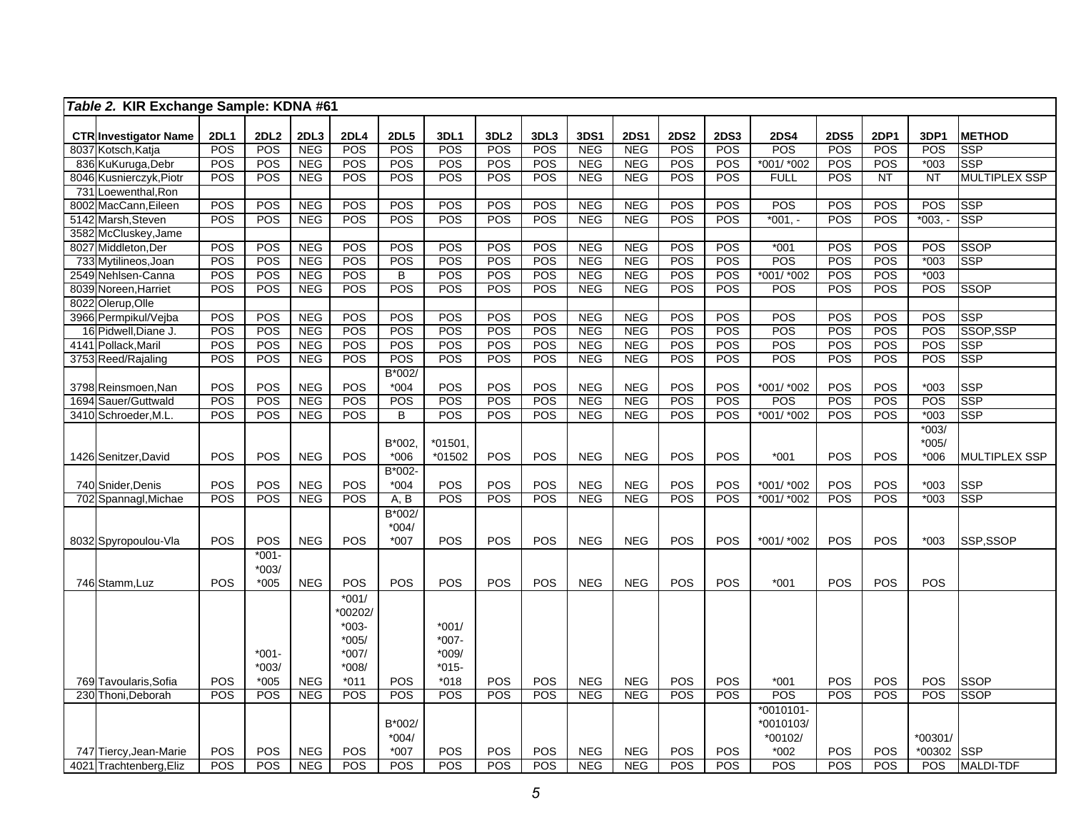*Table 2.* **KIR Exchange Sample: KDNA #61**

| CTR | Investigator Name | 2DL1 | 2DL2 | 2DL3 | 2DL4 | 2DL5 | 3DL1 | 3DL2 | 3DL3 | 3DS1 | 2DS1 | 2DS2 | 2DS3 | 2DS4 | 2DS5 | 2DP1 | 3DP1 | METHOD |
|---|---|---|---|---|---|---|---|---|---|---|---|---|---|---|---|---|---|---|
| 8037 | Kotsch,Katja | POS | POS | NEG | POS | POS | POS | POS | POS | NEG | NEG | POS | POS | POS | POS | POS | POS | SSP |
| 836 | KuKuruga,Debr | POS | POS | NEG | POS | POS | POS | POS | POS | NEG | NEG | POS | POS | *001/ *002 | POS | POS | *003 | SSP |
| 8046 | Kusnierczyk,Piotr | POS | POS | NEG | POS | POS | POS | POS | POS | NEG | NEG | POS | POS | FULL | POS | NT | NT | MULTIPLEX SSP |
| 731 | Loewenthal,Ron | | | | | | | | | | | | | | | | | |
| 8002 | MacCann,Eileen | POS | POS | NEG | POS | POS | POS | POS | POS | NEG | NEG | POS | POS | POS | POS | POS | POS | SSP |
| 5142 | Marsh,Steven | POS | POS | NEG | POS | POS | POS | POS | POS | NEG | NEG | POS | POS | *001, - | POS | POS | *003, - | SSP |
| 3582 | McCluskey,Jame | | | | | | | | | | | | | | | | | |
| 8027 | Middleton,Der | POS | POS | NEG | POS | POS | POS | POS | POS | NEG | NEG | POS | POS | *001 | POS | POS | POS | SSOP |
| 733 | Mytilineos,Joan | POS | POS | NEG | POS | POS | POS | POS | POS | NEG | NEG | POS | POS | POS | POS | POS | *003 | SSP |
| 2549 | Nehlsen-Canna | POS | POS | NEG | POS | B | POS | POS | POS | NEG | NEG | POS | POS | *001/ *002 | POS | POS | *003 | |
| 8039 | Noreen,Harriet | POS | POS | NEG | POS | POS | POS | POS | POS | NEG | NEG | POS | POS | POS | POS | POS | POS | SSOP |
| 8022 | Olerup,Olle | | | | | | | | | | | | | | | | | |
| 3966 | Permpikul/Vejba | POS | POS | NEG | POS | POS | POS | POS | POS | NEG | NEG | POS | POS | POS | POS | POS | POS | SSP |
| 16 | Pidwell,Diane J. | POS | POS | NEG | POS | POS | POS | POS | POS | NEG | NEG | POS | POS | POS | POS | POS | POS | SSOP,SSP |
| 4141 | Pollack,Maril | POS | POS | NEG | POS | POS | POS | POS | POS | NEG | NEG | POS | POS | POS | POS | POS | POS | SSP |
| 3753 | Reed/Rajaling | POS | POS | NEG | POS | POS | POS | POS | POS | NEG | NEG | POS | POS | POS | POS | POS | POS | SSP |
| 3798 | Reinsmoen,Nan | POS | POS | NEG | POS | B*002/ *004 | POS | POS | POS | NEG | NEG | POS | POS | *001/ *002 | POS | POS | *003 | SSP |
| 1694 | Sauer/Guttwald | POS | POS | NEG | POS | POS | POS | POS | POS | NEG | NEG | POS | POS | POS | POS | POS | POS | SSP |
| 3410 | Schroeder,M.L. | POS | POS | NEG | POS | B | POS | POS | POS | NEG | NEG | POS | POS | *001/ *002 | POS | POS | *003 | SSP |
| 1426 | Senitzer,David | POS | POS | NEG | POS | B*002, *006 | *01501, *01502 | POS | POS | NEG | NEG | POS | POS | *001 | POS | POS | *003/ *005/ *006 | MULTIPLEX SSP |
| 740 | Snider,Denis | POS | POS | NEG | POS | B*002- *004 | POS | POS | POS | NEG | NEG | POS | POS | *001/ *002 | POS | POS | *003 | SSP |
| 702 | Spannagl,Michae | POS | POS | NEG | POS | A, B | POS | POS | POS | NEG | NEG | POS | POS | *001/ *002 | POS | POS | *003 | SSP |
| 8032 | Spyropoulou-Vla | POS | POS | NEG | POS | B*002/ *004/ *007 | POS | POS | POS | NEG | NEG | POS | POS | *001/ *002 | POS | POS | *003 | SSP,SSOP |
| 746 | Stamm,Luz | POS | *001- *003/ *005 | NEG | POS | POS | POS | POS | POS | NEG | NEG | POS | POS | *001 | POS | POS | POS | |
| 769 | Tavoularis,Sofia | POS | *001- *003/ *005 | NEG | *001/ *00202/ *003- *005/ *007/ *008/ *011 | POS | *001/ *007- *009/ *015- *018 | POS | POS | NEG | NEG | POS | POS | *001 | POS | POS | POS | SSOP |
| 230 | Thoni,Deborah | POS | POS | NEG | POS | POS | POS | POS | POS | NEG | NEG | POS | POS | POS | POS | POS | POS | SSOP |
| 747 | Tiercy,Jean-Marie | POS | POS | NEG | POS | B*002/ *004/ *007 | POS | POS | POS | NEG | NEG | POS | POS | *0010101- *0010103/ *00102/ *002 | POS | POS | *00301/ *00302 | SSP |
| 4021 | Trachtenberg,Eliz | POS | POS | NEG | POS | POS | POS | POS | POS | NEG | NEG | POS | POS | POS | POS | POS | POS | MALDI-TDF |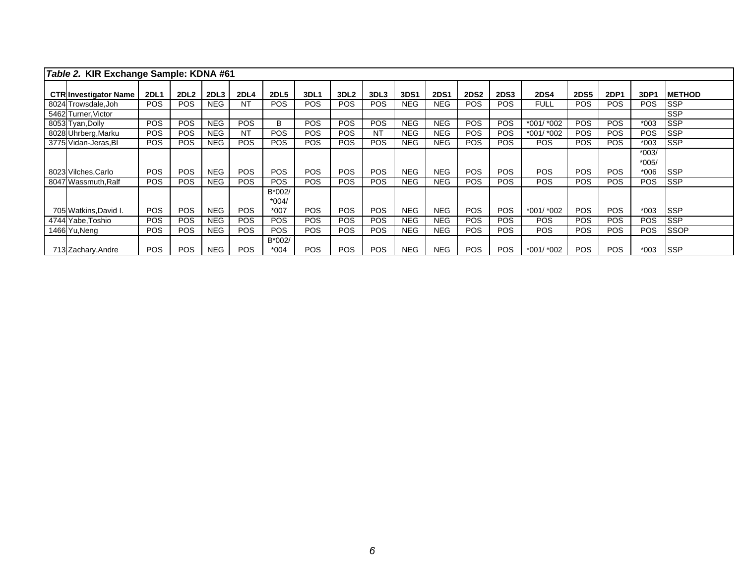*Table 2.* **KIR Exchange Sample: KDNA #61**

| CTR | Investigator Name | 2DL1 | 2DL2 | 2DL3 | 2DL4 | 2DL5 | 3DL1 | 3DL2 | 3DL3 | 3DS1 | 2DS1 | 2DS2 | 2DS3 | 2DS4 | 2DS5 | 2DP1 | 3DP1 | METHOD |
|---|---|---|---|---|---|---|---|---|---|---|---|---|---|---|---|---|---|---|
| 8024 | Trowsdale,Joh | POS | POS | NEG | NT | POS | POS | POS | POS | NEG | NEG | POS | POS | FULL | POS | POS | POS | SSP |
| 5462 | Turner,Victor | | | | | | | | | | | | | | | | | SSP |
| 8053 | Tyan,Dolly | POS | POS | NEG | POS | B | POS | POS | POS | NEG | NEG | POS | POS | *001/ *002 | POS | POS | *003 | SSP |
| 8028 | Uhrberg,Marku | POS | POS | NEG | NT | POS | POS | POS | NT | NEG | NEG | POS | POS | *001/ *002 | POS | POS | POS | SSP |
| 3775 | Vidan-Jeras,Bl | POS | POS | NEG | POS | POS | POS | POS | POS | NEG | NEG | POS | POS | POS | POS | POS | *003 | SSP |
| 8023 | Vilches,Carlo | POS | POS | NEG | POS | POS | POS | POS | POS | NEG | NEG | POS | POS | POS | POS | POS | *003/ *005/ *006 | SSP |
| 8047 | Wassmuth,Ralf | POS | POS | NEG | POS | POS | POS | POS | POS | NEG | NEG | POS | POS | POS | POS | POS | POS | SSP |
| 705 | Watkins,David I. | POS | POS | NEG | POS | B*002/ *004/ *007 | POS | POS | POS | NEG | NEG | POS | POS | *001/ *002 | POS | POS | *003 | SSP |
| 4744 | Yabe,Toshio | POS | POS | NEG | POS | POS | POS | POS | POS | NEG | NEG | POS | POS | POS | POS | POS | POS | SSP |
| 1466 | Yu,Neng | POS | POS | NEG | POS | POS | POS | POS | POS | NEG | NEG | POS | POS | POS | POS | POS | POS | SSOP |
| 713 | Zachary,Andre | POS | POS | NEG | POS | B*002/ *004 | POS | POS | POS | NEG | NEG | POS | POS | *001/ *002 | POS | POS | *003 | SSP |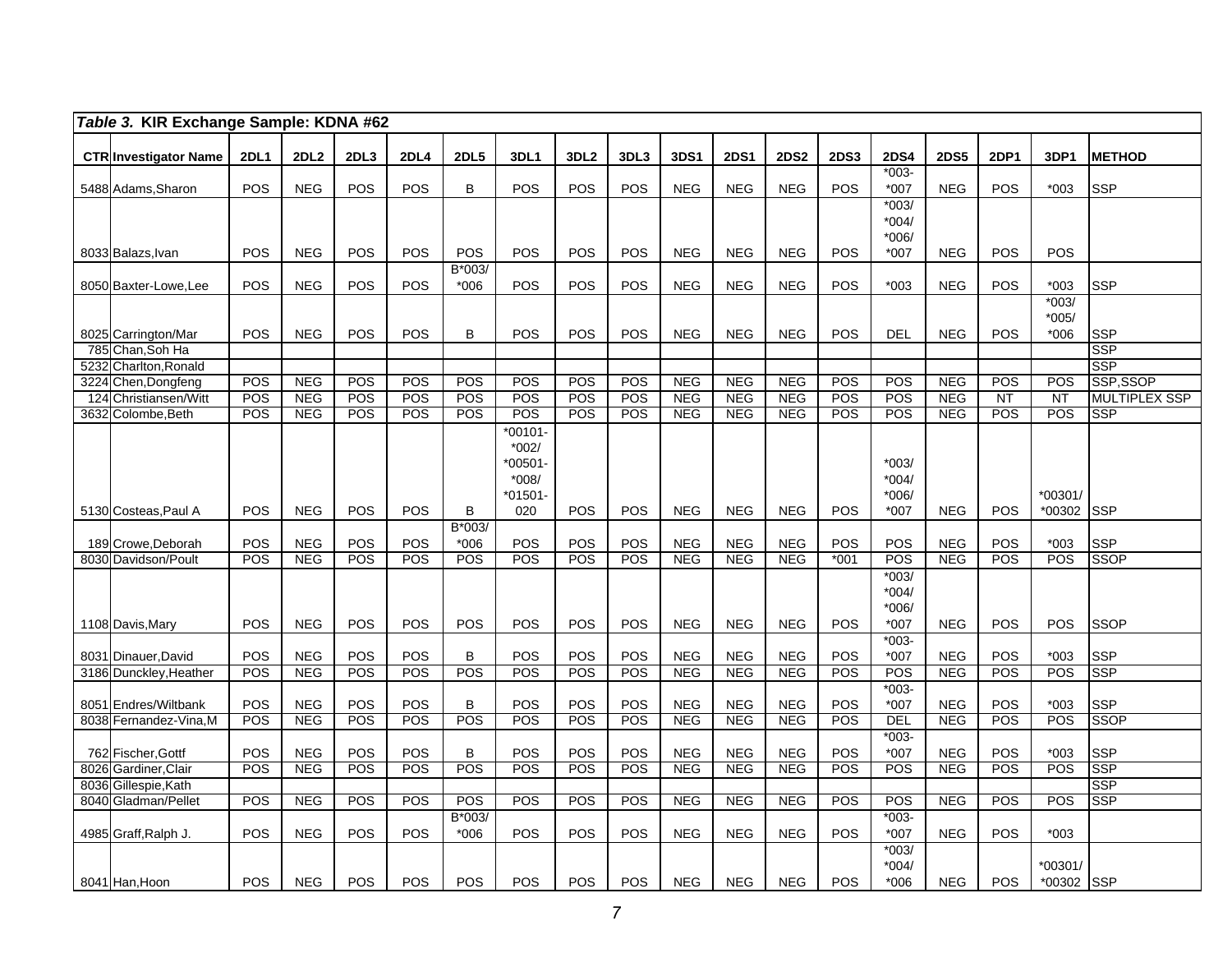| *Table 3.* **KIR Exchange Sample: KDNA #62** | | | | | | | | | | | | | | | | | | |
|---|---|---|---|---|---|---|---|---|---|---|---|---|---|---|---|---|---|---|
| **CTR** | **Investigator Name** | **2DL1** | **2DL2** | **2DL3** | **2DL4** | **2DL5** | **3DL1** | **3DL2** | **3DL3** | **3DS1** | **2DS1** | **2DS2** | **2DS3** | **2DS4** | **2DS5** | **2DP1** | **3DP1** | **METHOD** |
| 5488 | Adams,Sharon | POS | NEG | POS | POS | B | POS | POS | POS | NEG | NEG | NEG | POS | *003-*007 | NEG | POS | *003 | SSP |
| 8033 | Balazs,Ivan | POS | NEG | POS | POS | POS | POS | POS | POS | NEG | NEG | NEG | POS | *003/*004/*006/*007 | NEG | POS | POS | |
| 8050 | Baxter-Lowe,Lee | POS | NEG | POS | POS | B*003/*006 | POS | POS | POS | NEG | NEG | NEG | POS | *003 | NEG | POS | *003 | SSP |
| 8025 | Carrington/Mar | POS | NEG | POS | POS | B | POS | POS | POS | NEG | NEG | NEG | POS | DEL | NEG | POS | *003/*005/*006 | SSP |
| 785 | Chan,Soh Ha | | | | | | | | | | | | | | | | | SSP |
| 5232 | Charlton,Ronald | | | | | | | | | | | | | | | | | SSP |
| 3224 | Chen,Dongfeng | POS | NEG | POS | POS | POS | POS | POS | POS | NEG | NEG | NEG | POS | POS | NEG | POS | POS | SSP,SSOP |
| 124 | Christiansen/Witt | POS | NEG | POS | POS | POS | POS | POS | POS | NEG | NEG | NEG | POS | POS | NEG | NT | NT | MULTIPLEX SSP |
| 3632 | Colombe,Beth | POS | NEG | POS | POS | POS | POS | POS | POS | NEG | NEG | NEG | POS | POS | NEG | POS | POS | SSP |
| 5130 | Costeas,Paul A | POS | NEG | POS | POS | B | *00101-*002/*00501-*008/*01501-020 | POS | POS | NEG | NEG | NEG | POS | *003/*004/*006/*007 | NEG | POS | *00301/*00302 | SSP |
| 189 | Crowe,Deborah | POS | NEG | POS | POS | B*003/*006 | POS | POS | POS | NEG | NEG | NEG | POS | POS | NEG | POS | *003 | SSP |
| 8030 | Davidson/Poult | POS | NEG | POS | POS | POS | POS | POS | POS | NEG | NEG | NEG | *001 | POS | NEG | POS | POS | SSOP |
| 1108 | Davis,Mary | POS | NEG | POS | POS | POS | POS | POS | POS | NEG | NEG | NEG | POS | *003/*004/*006/*007 | NEG | POS | POS | SSOP |
| 8031 | Dinauer,David | POS | NEG | POS | POS | B | POS | POS | POS | NEG | NEG | NEG | POS | *003-*007 | NEG | POS | *003 | SSP |
| 3186 | Dunckley,Heather | POS | NEG | POS | POS | POS | POS | POS | POS | NEG | NEG | NEG | POS | POS | NEG | POS | POS | SSP |
| 8051 | Endres/Wiltbank | POS | NEG | POS | POS | B | POS | POS | POS | NEG | NEG | NEG | POS | *003-*007 | NEG | POS | *003 | SSP |
| 8038 | Fernandez-Vina,M | POS | NEG | POS | POS | POS | POS | POS | POS | NEG | NEG | NEG | POS | DEL | NEG | POS | POS | SSOP |
| 762 | Fischer,Gottf | POS | NEG | POS | POS | B | POS | POS | POS | NEG | NEG | NEG | POS | *003-*007 | NEG | POS | *003 | SSP |
| 8026 | Gardiner,Clair | POS | NEG | POS | POS | POS | POS | POS | POS | NEG | NEG | NEG | POS | POS | NEG | POS | POS | SSP |
| 8036 | Gillespie,Kath | | | | | | | | | | | | | | | | | SSP |
| 8040 | Gladman/Pellet | POS | NEG | POS | POS | POS | POS | POS | POS | NEG | NEG | NEG | POS | POS | NEG | POS | POS | SSP |
| 4985 | Graff,Ralph J. | POS | NEG | POS | POS | B*003/*006 | POS | POS | POS | NEG | NEG | NEG | POS | *003-*007 | NEG | POS | *003 | |
| 8041 | Han,Hoon | POS | NEG | POS | POS | POS | POS | POS | POS | NEG | NEG | NEG | POS | *003/*004/*006 | NEG | POS | *00301/*00302 | SSP |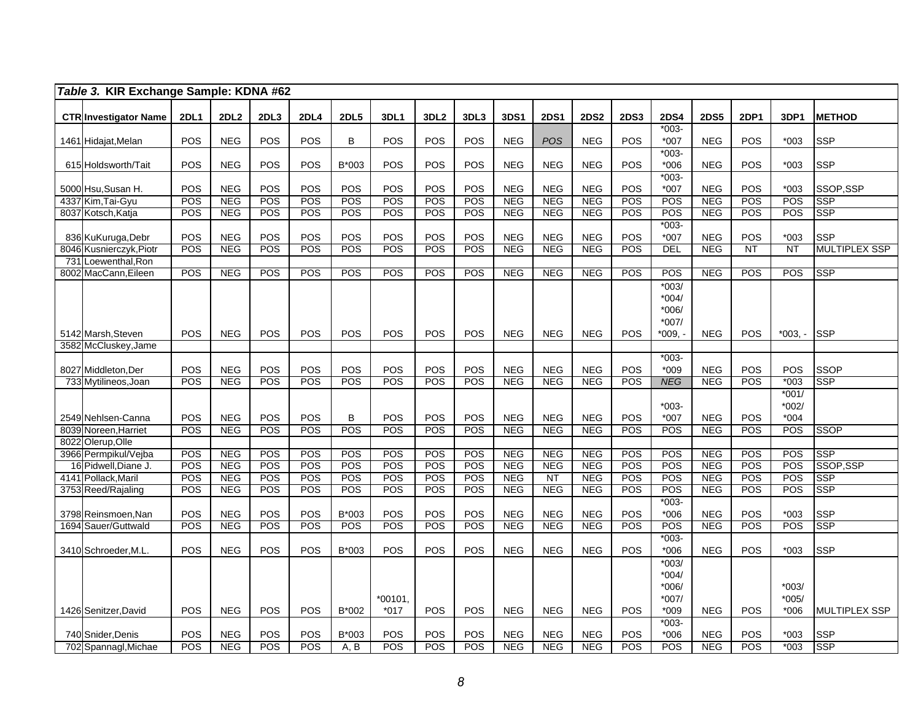*Table 3.* **KIR Exchange Sample: KDNA #62**

| CTR | Investigator Name | 2DL1 | 2DL2 | 2DL3 | 2DL4 | 2DL5 | 3DL1 | 3DL2 | 3DL3 | 3DS1 | 2DS1 | 2DS2 | 2DS3 | 2DS4 | 2DS5 | 2DP1 | 3DP1 | METHOD |
|---|---|---|---|---|---|---|---|---|---|---|---|---|---|---|---|---|---|---|
| 1461 | Hidajat,Melan | POS | NEG | POS | POS | B | POS | POS | POS | NEG | *POS* | NEG | POS | *003-*007 | NEG | POS | *003 | SSP |
| 615 | Holdsworth/Tait | POS | NEG | POS | POS | B*003 | POS | POS | POS | NEG | NEG | NEG | POS | *003-*006 | NEG | POS | *003 | SSP |
| 5000 | Hsu,Susan H. | POS | NEG | POS | POS | POS | POS | POS | POS | NEG | NEG | NEG | POS | *003-*007 | NEG | POS | *003 | SSOP,SSP |
| 4337 | Kim,Tai-Gyu | POS | NEG | POS | POS | POS | POS | POS | POS | NEG | NEG | NEG | POS | POS | NEG | POS | POS | SSP |
| 8037 | Kotsch,Katja | POS | NEG | POS | POS | POS | POS | POS | POS | NEG | NEG | NEG | POS | POS | NEG | POS | POS | SSP |
| 836 | KuKuruga,Debr | POS | NEG | POS | POS | POS | POS | POS | POS | NEG | NEG | NEG | POS | *003-*007 | NEG | POS | *003 | SSP |
| 8046 | Kusnierczyk,Piotr | POS | NEG | POS | POS | POS | POS | POS | POS | NEG | NEG | NEG | POS | DEL | NEG | NT | NT | MULTIPLEX SSP |
| 731 | Loewenthal,Ron | | | | | | | | | | | | | | | | | |
| 8002 | MacCann,Eileen | POS | NEG | POS | POS | POS | POS | POS | POS | NEG | NEG | NEG | POS | POS | NEG | POS | POS | SSP |
| 5142 | Marsh,Steven | POS | NEG | POS | POS | POS | POS | POS | POS | NEG | NEG | NEG | POS | *003/ *004/ *006/ *007/ *009, - | NEG | POS | *003, - | SSP |
| 3582 | McCluskey,Jame | | | | | | | | | | | | | | | | | |
| 8027 | Middleton,Der | POS | NEG | POS | POS | POS | POS | POS | POS | NEG | NEG | NEG | POS | *003-*009 | NEG | POS | POS | SSOP |
| 733 | Mytilineos,Joan | POS | NEG | POS | POS | POS | POS | POS | POS | NEG | NEG | NEG | POS | *NEG* | NEG | POS | *003 | SSP |
| 2549 | Nehlsen-Canna | POS | NEG | POS | POS | B | POS | POS | POS | NEG | NEG | NEG | POS | *003-*007 | NEG | POS | *001/ *002/ *004 | |
| 8039 | Noreen,Harriet | POS | NEG | POS | POS | POS | POS | POS | POS | NEG | NEG | NEG | POS | POS | NEG | POS | POS | SSOP |
| 8022 | Olerup,Olle | | | | | | | | | | | | | | | | | |
| 3966 | Permpikul/Vejba | POS | NEG | POS | POS | POS | POS | POS | POS | NEG | NEG | NEG | POS | POS | NEG | POS | POS | SSP |
| 16 | Pidwell,Diane J. | POS | NEG | POS | POS | POS | POS | POS | POS | NEG | NEG | NEG | POS | POS | NEG | POS | POS | SSOP,SSP |
| 4141 | Pollack,Maril | POS | NEG | POS | POS | POS | POS | POS | POS | NEG | NT | NEG | POS | POS | NEG | POS | POS | SSP |
| 3753 | Reed/Rajaling | POS | NEG | POS | POS | POS | POS | POS | POS | NEG | NEG | NEG | POS | POS | NEG | POS | POS | SSP |
| 3798 | Reinsmoen,Nan | POS | NEG | POS | POS | B*003 | POS | POS | POS | NEG | NEG | NEG | POS | *003-*006 | NEG | POS | *003 | SSP |
| 1694 | Sauer/Guttwald | POS | NEG | POS | POS | POS | POS | POS | POS | NEG | NEG | NEG | POS | POS | NEG | POS | POS | SSP |
| 3410 | Schroeder,M.L. | POS | NEG | POS | POS | B*003 | POS | POS | POS | NEG | NEG | NEG | POS | *003-*006 | NEG | POS | *003 | SSP |
| 1426 | Senitzer,David | POS | NEG | POS | POS | B*002 | *00101, *017 | POS | POS | NEG | NEG | NEG | POS | *003/ *004/ *006/ *007/ *009 | NEG | POS | *003/ *005/ *006 | MULTIPLEX SSP |
| 740 | Snider,Denis | POS | NEG | POS | POS | B*003 | POS | POS | POS | NEG | NEG | NEG | POS | *003-*006 | NEG | POS | *003 | SSP |
| 702 | Spannagl,Michae | POS | NEG | POS | POS | A, B | POS | POS | POS | NEG | NEG | NEG | POS | POS | NEG | POS | *003 | SSP |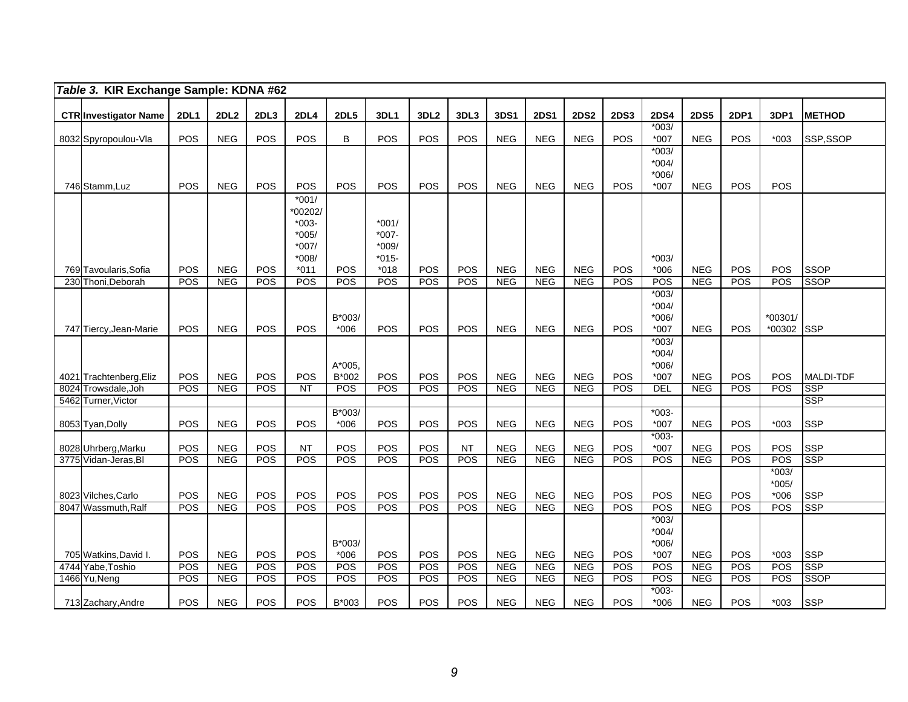*Table 3.* **KIR Exchange Sample: KDNA #62**

| CTR | Investigator Name | 2DL1 | 2DL2 | 2DL3 | 2DL4 | 2DL5 | 3DL1 | 3DL2 | 3DL3 | 3DS1 | 2DS1 | 2DS2 | 2DS3 | 2DS4 | 2DS5 | 2DP1 | 3DP1 | METHOD |
|---|---|---|---|---|---|---|---|---|---|---|---|---|---|---|---|---|---|---|
| 8032 | Spyropoulou-Vla | POS | NEG | POS | POS | B | POS | POS | POS | NEG | NEG | NEG | POS | *003/ *007 | NEG | POS | *003 | SSP,SSOP |
| 746 | Stamm,Luz | POS | NEG | POS | POS | POS | POS | POS | POS | NEG | NEG | NEG | POS | *003/ *004/ *006/ *007 | NEG | POS | POS | |
| 769 | Tavoularis,Sofia | POS | NEG | POS | *001/ *00202/ *003- *005/ *007/ *008/ *011 | POS | *001/ *007- *009/ *015- *018 | POS | POS | NEG | NEG | NEG | POS | *003/ *006 | NEG | POS | POS | SSOP |
| 230 | Thoni,Deborah | POS | NEG | POS | POS | POS | POS | POS | POS | NEG | NEG | NEG | POS | POS | NEG | POS | POS | SSOP |
| 747 | Tiercy,Jean-Marie | POS | NEG | POS | POS | B*003/ *006 | POS | POS | POS | NEG | NEG | NEG | POS | *003/ *004/ *006/ *007 | NEG | POS | *00301/ *00302 | SSP |
| 4021 | Trachtenberg,Eliz | POS | NEG | POS | POS | A*005, B*002 | POS | POS | POS | NEG | NEG | NEG | POS | *003/ *004/ *006/ *007 | NEG | POS | POS | MALDI-TDF |
| 8024 | Trowsdale,Joh | POS | NEG | POS | NT | POS | POS | POS | POS | NEG | NEG | NEG | POS | DEL | NEG | POS | POS | SSP |
| 5462 | Turner,Victor | | | | | | | | | | | | | | | | | SSP |
| 8053 | Tyan,Dolly | POS | NEG | POS | POS | B*003/ *006 | POS | POS | POS | NEG | NEG | NEG | POS | *003- *007 | NEG | POS | *003 | SSP |
| 8028 | Uhrberg,Marku | POS | NEG | POS | NT | POS | POS | POS | NT | NEG | NEG | NEG | POS | *003- *007 | NEG | POS | POS | SSP |
| 3775 | Vidan-Jeras,Bl | POS | NEG | POS | POS | POS | POS | POS | POS | NEG | NEG | NEG | POS | POS | NEG | POS | POS | SSP |
| 8023 | Vilches,Carlo | POS | NEG | POS | POS | POS | POS | POS | POS | NEG | NEG | NEG | POS | POS | NEG | POS | *003/ *005/ *006 | SSP |
| 8047 | Wassmuth,Ralf | POS | NEG | POS | POS | POS | POS | POS | POS | NEG | NEG | NEG | POS | POS | NEG | POS | POS | SSP |
| 705 | Watkins,David I. | POS | NEG | POS | POS | B*003/ *006 | POS | POS | POS | NEG | NEG | NEG | POS | *003/ *004/ *006/ *007 | NEG | POS | *003 | SSP |
| 4744 | Yabe,Toshio | POS | NEG | POS | POS | POS | POS | POS | POS | NEG | NEG | NEG | POS | POS | NEG | POS | POS | SSP |
| 1466 | Yu,Neng | POS | NEG | POS | POS | POS | POS | POS | POS | NEG | NEG | NEG | POS | POS | NEG | POS | POS | SSOP |
| 713 | Zachary,Andre | POS | NEG | POS | POS | B*003 | POS | POS | POS | NEG | NEG | NEG | POS | *003- *006 | NEG | POS | *003 | SSP |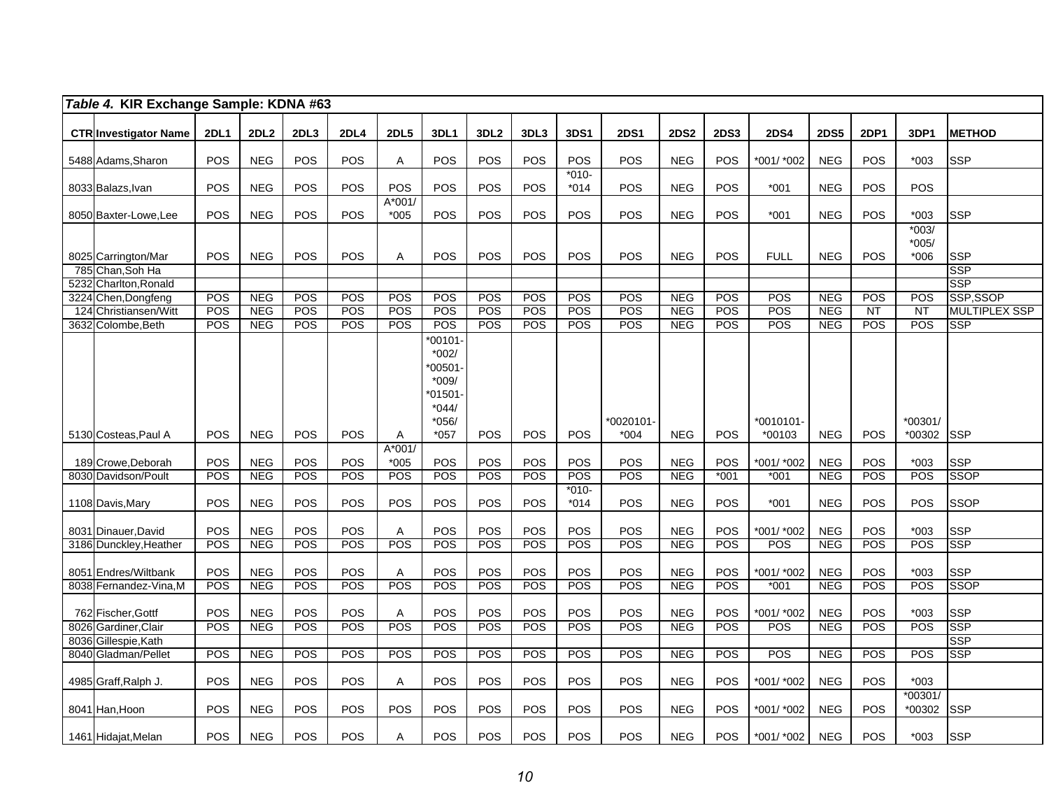| *Table 4.* KIR Exchange Sample: KDNA #63 | | | | | | | | | | | | | | | | | | |
|---|---|---|---|---|---|---|---|---|---|---|---|---|---|---|---|---|---|---|
| **CTR** | **Investigator Name** | **2DL1** | **2DL2** | **2DL3** | **2DL4** | **2DL5** | **3DL1** | **3DL2** | **3DL3** | **3DS1** | **2DS1** | **2DS2** | **2DS3** | **2DS4** | **2DS5** | **2DP1** | **3DP1** | **METHOD** |
| 5488 | Adams,Sharon | POS | NEG | POS | POS | A | POS | POS | POS | POS | POS | NEG | POS | *001/ *002 | NEG | POS | *003 | SSP |
| 8033 | Balazs,Ivan | POS | NEG | POS | POS | POS | POS | POS | POS | *010-*014 | POS | NEG | POS | *001 | NEG | POS | POS | |
| 8050 | Baxter-Lowe,Lee | POS | NEG | POS | POS | A*001/ *005 | POS | POS | POS | POS | POS | NEG | POS | *001 | NEG | POS | *003 | SSP |
| 8025 | Carrington/Mar | POS | NEG | POS | POS | A | POS | POS | POS | POS | POS | NEG | POS | FULL | NEG | POS | *003/ *005/ *006 | SSP |
| 785 | Chan,Soh Ha | | | | | | | | | | | | | | | | | SSP |
| 5232 | Charlton,Ronald | | | | | | | | | | | | | | | | | SSP |
| 3224 | Chen,Dongfeng | POS | NEG | POS | POS | POS | POS | POS | POS | POS | POS | NEG | POS | POS | NEG | POS | POS | SSP,SSOP |
| 124 | Christiansen/Witt | POS | NEG | POS | POS | POS | POS | POS | POS | POS | POS | NEG | POS | POS | NEG | NT | NT | MULTIPLEX SSP |
| 3632 | Colombe,Beth | POS | NEG | POS | POS | POS | POS | POS | POS | POS | POS | NEG | POS | POS | NEG | POS | POS | SSP |
| 5130 | Costeas,Paul A | POS | NEG | POS | POS | A | *00101-*002/ *00501-*009/ *01501-*044/ *056/ *057 | POS | POS | POS | *0020101-*004 | NEG | POS | *0010101-*00103 | NEG | POS | *00301/ *00302 | SSP |
| 189 | Crowe,Deborah | POS | NEG | POS | POS | A*001/ *005 | POS | POS | POS | POS | POS | NEG | POS | *001/ *002 | NEG | POS | *003 | SSP |
| 8030 | Davidson/Poult | POS | NEG | POS | POS | POS | POS | POS | POS | POS | POS | NEG | *001 | *001 | NEG | POS | POS | SSOP |
| 1108 | Davis,Mary | POS | NEG | POS | POS | POS | POS | POS | POS | *010-*014 | POS | NEG | POS | *001 | NEG | POS | POS | SSOP |
| 8031 | Dinauer,David | POS | NEG | POS | POS | A | POS | POS | POS | POS | POS | NEG | POS | *001/ *002 | NEG | POS | *003 | SSP |
| 3186 | Dunckley,Heather | POS | NEG | POS | POS | POS | POS | POS | POS | POS | POS | NEG | POS | POS | NEG | POS | POS | SSP |
| 8051 | Endres/Wiltbank | POS | NEG | POS | POS | A | POS | POS | POS | POS | POS | NEG | POS | *001/ *002 | NEG | POS | *003 | SSP |
| 8038 | Fernandez-Vina,M | POS | NEG | POS | POS | POS | POS | POS | POS | POS | POS | NEG | POS | *001 | NEG | POS | POS | SSOP |
| 762 | Fischer,Gottf | POS | NEG | POS | POS | A | POS | POS | POS | POS | POS | NEG | POS | *001/ *002 | NEG | POS | *003 | SSP |
| 8026 | Gardiner,Clair | POS | NEG | POS | POS | POS | POS | POS | POS | POS | POS | NEG | POS | POS | NEG | POS | POS | SSP |
| 8036 | Gillespie,Kath | | | | | | | | | | | | | | | | | SSP |
| 8040 | Gladman/Pellet | POS | NEG | POS | POS | POS | POS | POS | POS | POS | POS | NEG | POS | POS | NEG | POS | POS | SSP |
| 4985 | Graff,Ralph J. | POS | NEG | POS | POS | A | POS | POS | POS | POS | POS | NEG | POS | *001/ *002 | NEG | POS | *003 | |
| 8041 | Han,Hoon | POS | NEG | POS | POS | POS | POS | POS | POS | POS | POS | NEG | POS | *001/ *002 | NEG | POS | *00301/ *00302 | SSP |
| 1461 | Hidajat,Melan | POS | NEG | POS | POS | A | POS | POS | POS | POS | POS | NEG | POS | *001/ *002 | NEG | POS | *003 | SSP |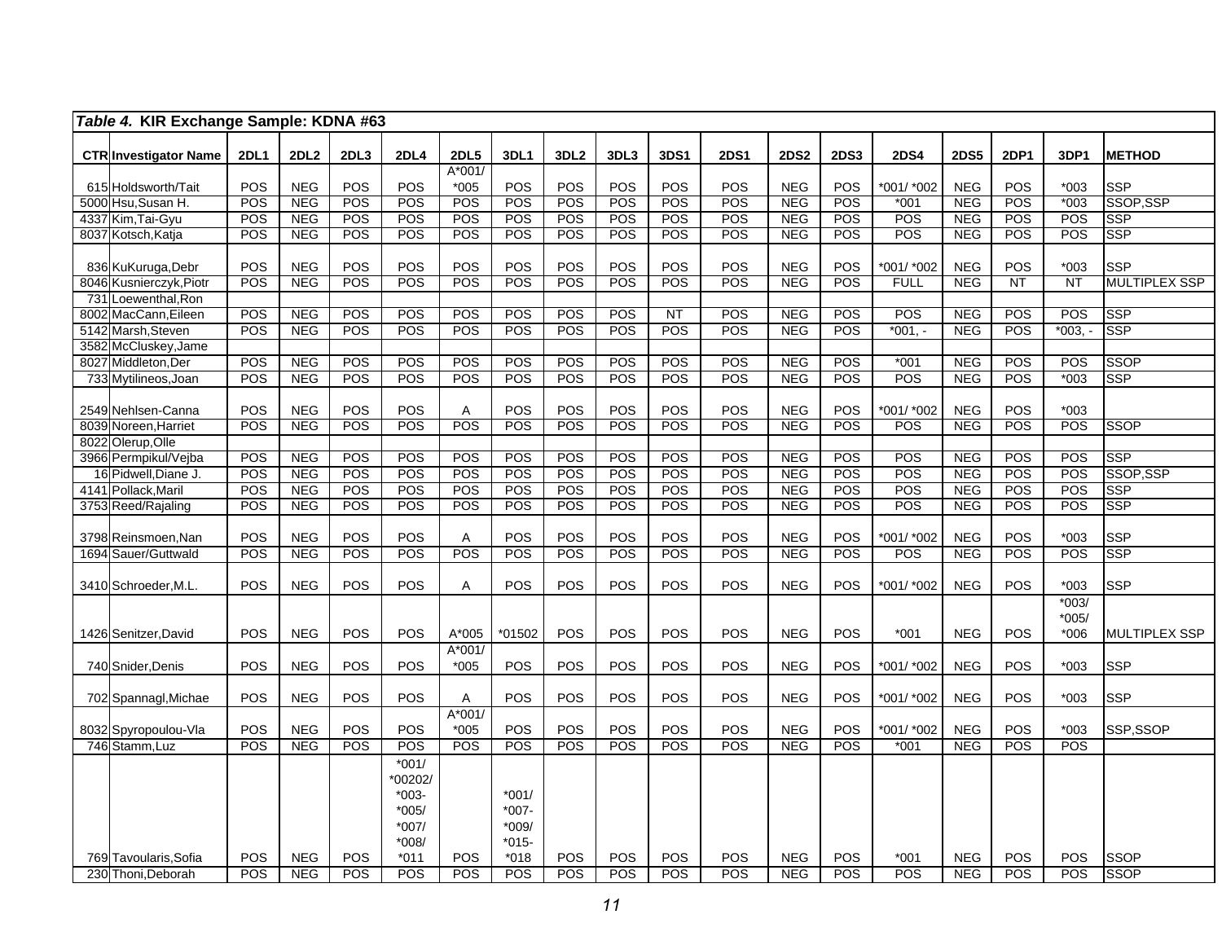*Table 4.* **KIR Exchange Sample: KDNA #63**

| CTR | Investigator Name | 2DL1 | 2DL2 | 2DL3 | 2DL4 | 2DL5 | 3DL1 | 3DL2 | 3DL3 | 3DS1 | 2DS1 | 2DS2 | 2DS3 | 2DS4 | 2DS5 | 2DP1 | 3DP1 | METHOD |
|---|---|---|---|---|---|---|---|---|---|---|---|---|---|---|---|---|---|---|
| 615 | Holdsworth/Tait | POS | NEG | POS | POS | A*001/ *005 | POS | POS | POS | POS | POS | NEG | POS | *001/ *002 | NEG | POS | *003 | SSP |
| 5000 | Hsu,Susan H. | POS | NEG | POS | POS | POS | POS | POS | POS | POS | POS | NEG | POS | *001 | NEG | POS | *003 | SSOP,SSP |
| 4337 | Kim,Tai-Gyu | POS | NEG | POS | POS | POS | POS | POS | POS | POS | POS | NEG | POS | POS | NEG | POS | POS | SSP |
| 8037 | Kotsch,Katja | POS | NEG | POS | POS | POS | POS | POS | POS | POS | POS | NEG | POS | POS | NEG | POS | POS | SSP |
| 836 | KuKuruga,Debr | POS | NEG | POS | POS | POS | POS | POS | POS | POS | POS | NEG | POS | *001/ *002 | NEG | POS | *003 | SSP |
| 8046 | Kusnierczyk,Piotr | POS | NEG | POS | POS | POS | POS | POS | POS | POS | POS | NEG | POS | FULL | NEG | NT | NT | MULTIPLEX SSP |
| 731 | Loewenthal,Ron | | | | | | | | | | | | | | | | | |
| 8002 | MacCann,Eileen | POS | NEG | POS | POS | POS | POS | POS | POS | NT | POS | NEG | POS | POS | NEG | POS | POS | SSP |
| 5142 | Marsh,Steven | POS | NEG | POS | POS | POS | POS | POS | POS | POS | POS | NEG | POS | *001, - | NEG | POS | *003, - | SSP |
| 3582 | McCluskey,Jame | | | | | | | | | | | | | | | | | |
| 8027 | Middleton,Der | POS | NEG | POS | POS | POS | POS | POS | POS | POS | POS | NEG | POS | *001 | NEG | POS | POS | SSOP |
| 733 | Mytilineos,Joan | POS | NEG | POS | POS | POS | POS | POS | POS | POS | POS | NEG | POS | POS | NEG | POS | *003 | SSP |
| 2549 | Nehlsen-Canna | POS | NEG | POS | POS | A | POS | POS | POS | POS | POS | NEG | POS | *001/ *002 | NEG | POS | *003 | |
| 8039 | Noreen,Harriet | POS | NEG | POS | POS | POS | POS | POS | POS | POS | POS | NEG | POS | POS | NEG | POS | POS | SSOP |
| 8022 | Olerup,Olle | | | | | | | | | | | | | | | | | |
| 3966 | Permpikul/Vejba | POS | NEG | POS | POS | POS | POS | POS | POS | POS | POS | NEG | POS | POS | NEG | POS | POS | SSP |
| 16 | Pidwell,Diane J. | POS | NEG | POS | POS | POS | POS | POS | POS | POS | POS | NEG | POS | POS | NEG | POS | POS | SSOP,SSP |
| 4141 | Pollack,Maril | POS | NEG | POS | POS | POS | POS | POS | POS | POS | POS | NEG | POS | POS | NEG | POS | POS | SSP |
| 3753 | Reed/Rajaling | POS | NEG | POS | POS | POS | POS | POS | POS | POS | POS | NEG | POS | POS | NEG | POS | POS | SSP |
| 3798 | Reinsmoen,Nan | POS | NEG | POS | POS | A | POS | POS | POS | POS | POS | NEG | POS | *001/ *002 | NEG | POS | *003 | SSP |
| 1694 | Sauer/Guttwald | POS | NEG | POS | POS | POS | POS | POS | POS | POS | POS | NEG | POS | POS | NEG | POS | POS | SSP |
| 3410 | Schroeder,M.L. | POS | NEG | POS | POS | A | POS | POS | POS | POS | POS | NEG | POS | *001/ *002 | NEG | POS | *003 | SSP |
| 1426 | Senitzer,David | POS | NEG | POS | POS | A*005 | *01502 | POS | POS | POS | POS | NEG | POS | *001 | NEG | POS | *003/ *005/ *006 | MULTIPLEX SSP |
| 740 | Snider,Denis | POS | NEG | POS | POS | A*001/ *005 | POS | POS | POS | POS | POS | NEG | POS | *001/ *002 | NEG | POS | *003 | SSP |
| 702 | Spannagl,Michae | POS | NEG | POS | POS | A | POS | POS | POS | POS | POS | NEG | POS | *001/ *002 | NEG | POS | *003 | SSP |
| 8032 | Spyropoulou-Vla | POS | NEG | POS | POS | A*001/ *005 | POS | POS | POS | POS | POS | NEG | POS | *001/ *002 | NEG | POS | *003 | SSP,SSOP |
| 746 | Stamm,Luz | POS | NEG | POS | POS | POS | POS | POS | POS | POS | POS | NEG | POS | *001 | NEG | POS | POS | |
| 769 | Tavoularis,Sofia | POS | NEG | POS | *001/ *00202/ *003- *005/ *007/ *008/ *011 | POS | *001/ *007- *009/ *015- *018 | POS | POS | POS | POS | NEG | POS | *001 | NEG | POS | POS | SSOP |
| 230 | Thoni,Deborah | POS | NEG | POS | POS | POS | POS | POS | POS | POS | POS | NEG | POS | POS | NEG | POS | POS | SSOP |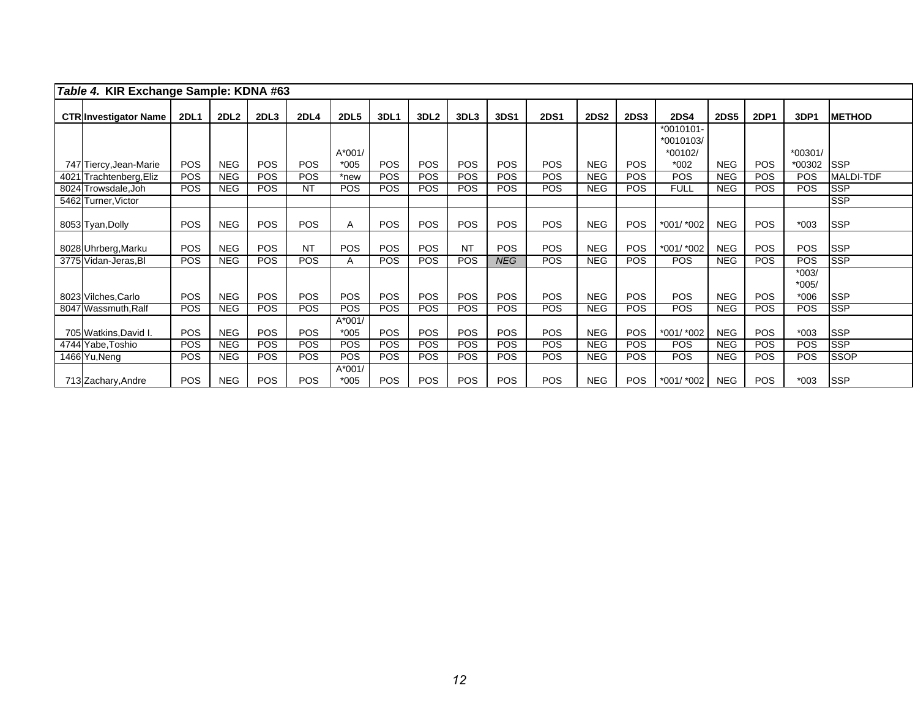*Table 4.* **KIR Exchange Sample: KDNA #63**

| CTR | Investigator Name | 2DL1 | 2DL2 | 2DL3 | 2DL4 | 2DL5 | 3DL1 | 3DL2 | 3DL3 | 3DS1 | 2DS1 | 2DS2 | 2DS3 | 2DS4 | 2DS5 | 2DP1 | 3DP1 | METHOD |
|---|---|---|---|---|---|---|---|---|---|---|---|---|---|---|---|---|---|---|
| 747 | Tiercy,Jean-Marie | POS | NEG | POS | POS | A*001/ *005 | POS | POS | POS | POS | POS | NEG | POS | *0010101- *0010103/ *00102/ *002 | NEG | POS | *00301/ *00302 | SSP |
| 4021 | Trachtenberg,Eliz | POS | NEG | POS | POS | *new | POS | POS | POS | POS | POS | NEG | POS | POS | NEG | POS | POS | MALDI-TDF |
| 8024 | Trowsdale,Joh | POS | NEG | POS | NT | POS | POS | POS | POS | POS | POS | NEG | POS | FULL | NEG | POS | POS | SSP |
| 5462 | Turner,Victor | | | | | | | | | | | | | | | | | SSP |
| 8053 | Tyan,Dolly | POS | NEG | POS | POS | A | POS | POS | POS | POS | POS | NEG | POS | *001/ *002 | NEG | POS | *003 | SSP |
| 8028 | Uhrberg,Marku | POS | NEG | POS | NT | POS | POS | POS | NT | POS | POS | NEG | POS | *001/ *002 | NEG | POS | POS | SSP |
| 3775 | Vidan-Jeras,Bl | POS | NEG | POS | POS | A | POS | POS | POS | *NEG* | POS | NEG | POS | POS | NEG | POS | POS | SSP |
| 8023 | Vilches,Carlo | POS | NEG | POS | POS | POS | POS | POS | POS | POS | POS | NEG | POS | POS | NEG | POS | *003/ *005/ *006 | SSP |
| 8047 | Wassmuth,Ralf | POS | NEG | POS | POS | POS | POS | POS | POS | POS | POS | NEG | POS | POS | NEG | POS | POS | SSP |
| 705 | Watkins,David I. | POS | NEG | POS | POS | A*001/ *005 | POS | POS | POS | POS | POS | NEG | POS | *001/ *002 | NEG | POS | *003 | SSP |
| 4744 | Yabe,Toshio | POS | NEG | POS | POS | POS | POS | POS | POS | POS | POS | NEG | POS | POS | NEG | POS | POS | SSP |
| 1466 | Yu,Neng | POS | NEG | POS | POS | POS | POS | POS | POS | POS | POS | NEG | POS | POS | NEG | POS | POS | SSOP |
| 713 | Zachary,Andre | POS | NEG | POS | POS | A*001/ *005 | POS | POS | POS | POS | POS | NEG | POS | *001/ *002 | NEG | POS | *003 | SSP |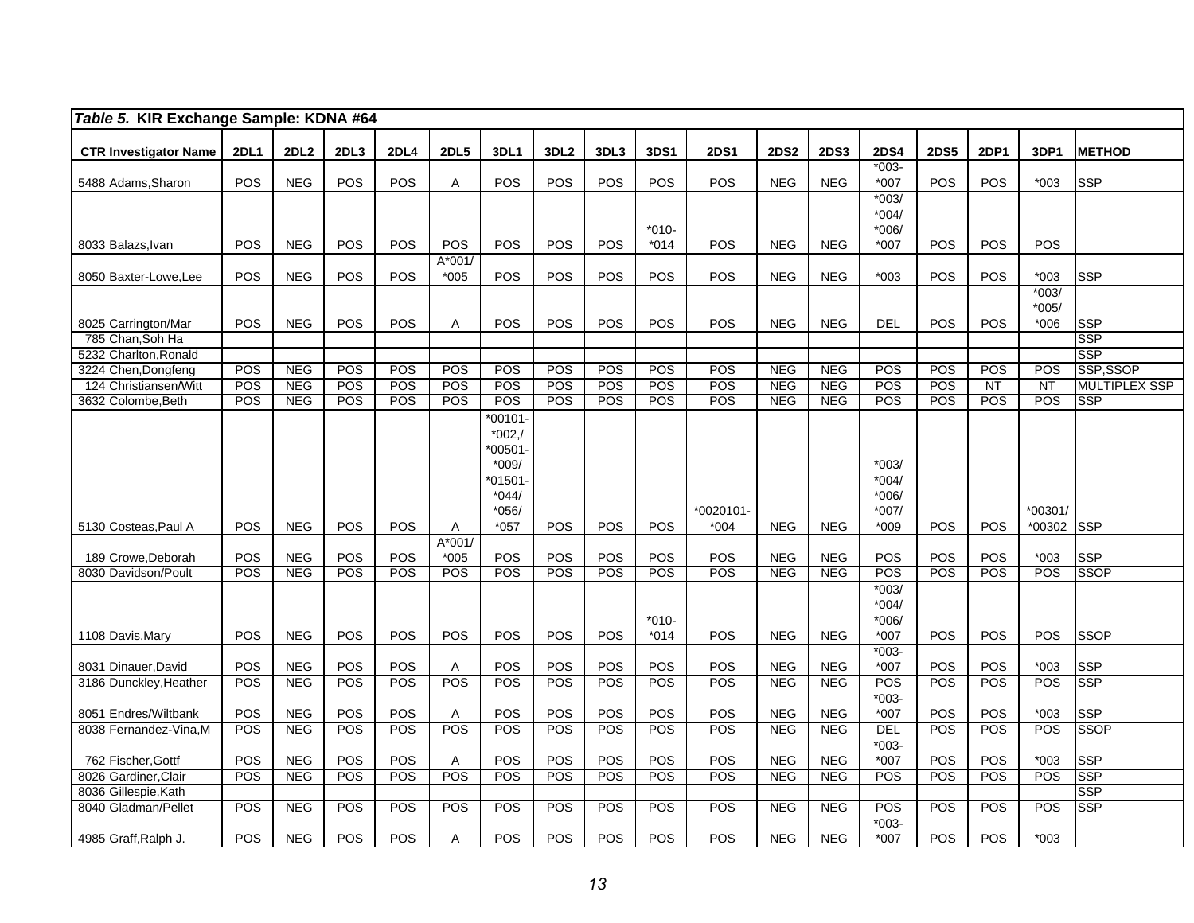*Table 5.* **KIR Exchange Sample: KDNA #64**

| CTR | Investigator Name | 2DL1 | 2DL2 | 2DL3 | 2DL4 | 2DL5 | 3DL1 | 3DL2 | 3DL3 | 3DS1 | 2DS1 | 2DS2 | 2DS3 | 2DS4 | 2DS5 | 2DP1 | 3DP1 | METHOD |
|---|---|---|---|---|---|---|---|---|---|---|---|---|---|---|---|---|---|---|
| 5488 | Adams,Sharon | POS | NEG | POS | POS | A | POS | POS | POS | POS | POS | NEG | NEG | *003-*007 | POS | POS | *003 | SSP |
| 8033 | Balazs,Ivan | POS | NEG | POS | POS | POS | POS | POS | POS | *010-*014 | POS | NEG | NEG | *003/ *004/ *006/ *007 | POS | POS | POS | |
| 8050 | Baxter-Lowe,Lee | POS | NEG | POS | POS | A*001/ *005 | POS | POS | POS | POS | POS | NEG | NEG | *003 | POS | POS | *003 | SSP |
| 8025 | Carrington/Mar | POS | NEG | POS | POS | A | POS | POS | POS | POS | POS | NEG | NEG | DEL | POS | POS | *003/ *005/ *006 | SSP |
| 785 | Chan,Soh Ha | | | | | | | | | | | | | | | | | SSP |
| 5232 | Charlton,Ronald | | | | | | | | | | | | | | | | | SSP |
| 3224 | Chen,Dongfeng | POS | NEG | POS | POS | POS | POS | POS | POS | POS | POS | NEG | NEG | POS | POS | POS | POS | SSP,SSOP |
| 124 | Christiansen/Witt | POS | NEG | POS | POS | POS | POS | POS | POS | POS | POS | NEG | NEG | POS | POS | NT | NT | MULTIPLEX SSP |
| 3632 | Colombe,Beth | POS | NEG | POS | POS | POS | POS | POS | POS | POS | POS | NEG | NEG | POS | POS | POS | POS | SSP |
| 5130 | Costeas,Paul A | POS | NEG | POS | POS | A | *00101-*002,/ *00501-*009/ *01501-*044/ *056/ *057 | POS | POS | POS | *0020101-*004 | NEG | NEG | *003/ *004/ *006/ *007/ *009 | POS | POS | *00301/ *00302 | SSP |
| 189 | Crowe,Deborah | POS | NEG | POS | POS | A*001/ *005 | POS | POS | POS | POS | POS | NEG | NEG | POS | POS | POS | *003 | SSP |
| 8030 | Davidson/Poult | POS | NEG | POS | POS | POS | POS | POS | POS | POS | POS | NEG | NEG | POS | POS | POS | POS | SSOP |
| 1108 | Davis,Mary | POS | NEG | POS | POS | POS | POS | POS | POS | *010-*014 | POS | NEG | NEG | *003/ *004/ *006/ *007 | POS | POS | POS | SSOP |
| 8031 | Dinauer,David | POS | NEG | POS | POS | A | POS | POS | POS | POS | POS | NEG | NEG | *003-*007 | POS | POS | *003 | SSP |
| 3186 | Dunckley,Heather | POS | NEG | POS | POS | POS | POS | POS | POS | POS | POS | NEG | NEG | POS | POS | POS | POS | SSP |
| 8051 | Endres/Wiltbank | POS | NEG | POS | POS | A | POS | POS | POS | POS | POS | NEG | NEG | *003-*007 | POS | POS | *003 | SSP |
| 8038 | Fernandez-Vina,M | POS | NEG | POS | POS | POS | POS | POS | POS | POS | POS | NEG | NEG | DEL | POS | POS | POS | SSOP |
| 762 | Fischer,Gottf | POS | NEG | POS | POS | A | POS | POS | POS | POS | POS | NEG | NEG | *003-*007 | POS | POS | *003 | SSP |
| 8026 | Gardiner,Clair | POS | NEG | POS | POS | POS | POS | POS | POS | POS | POS | NEG | NEG | POS | POS | POS | POS | SSP |
| 8036 | Gillespie,Kath | | | | | | | | | | | | | | | | | SSP |
| 8040 | Gladman/Pellet | POS | NEG | POS | POS | POS | POS | POS | POS | POS | POS | NEG | NEG | POS | POS | POS | POS | SSP |
| 4985 | Graff,Ralph J. | POS | NEG | POS | POS | A | POS | POS | POS | POS | POS | NEG | NEG | *003-*007 | POS | POS | *003 | |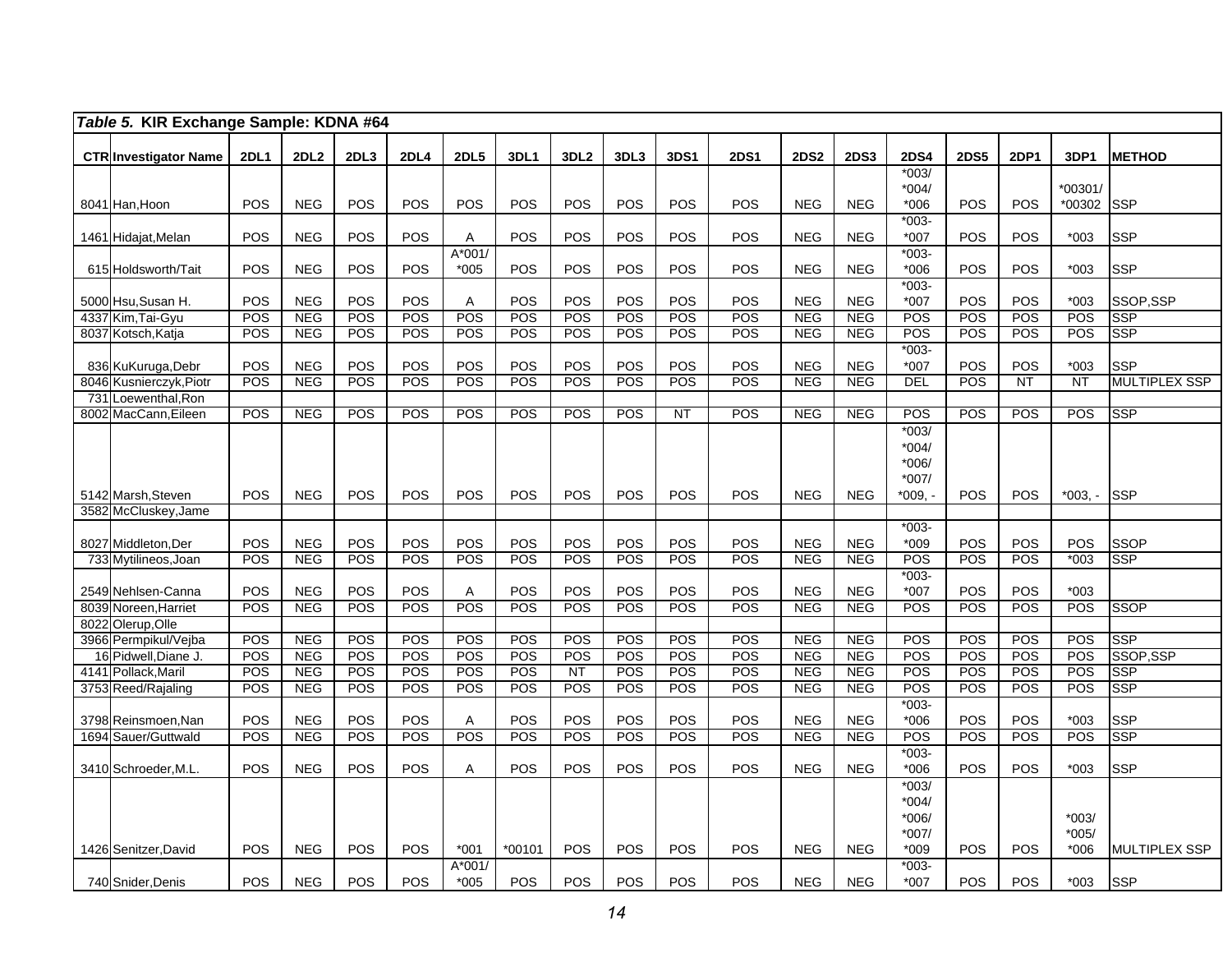| *Table 5.* **KIR Exchange Sample: KDNA #64** | | | | | | | | | | | | | | | | | | |
|---|---|---|---|---|---|---|---|---|---|---|---|---|---|---|---|---|---|---|
| **CTR** | **Investigator Name** | **2DL1** | **2DL2** | **2DL3** | **2DL4** | **2DL5** | **3DL1** | **3DL2** | **3DL3** | **3DS1** | **2DS1** | **2DS2** | **2DS3** | **2DS4** | **2DS5** | **2DP1** | **3DP1** | **METHOD** |
| 8041 | Han,Hoon | POS | NEG | POS | POS | POS | POS | POS | POS | POS | POS | NEG | NEG | *003/ *004/ *006 | POS | POS | *00301/ *00302 | SSP |
| 1461 | Hidajat,Melan | POS | NEG | POS | POS | A | POS | POS | POS | POS | POS | NEG | NEG | *003- *007 | POS | POS | *003 | SSP |
| 615 | Holdsworth/Tait | POS | NEG | POS | POS | A*001/ *005 | POS | POS | POS | POS | POS | NEG | NEG | *003- *006 | POS | POS | *003 | SSP |
| 5000 | Hsu,Susan H. | POS | NEG | POS | POS | A | POS | POS | POS | POS | POS | NEG | NEG | *003- *007 | POS | POS | *003 | SSOP,SSP |
| 4337 | Kim,Tai-Gyu | POS | NEG | POS | POS | POS | POS | POS | POS | POS | POS | NEG | NEG | POS | POS | POS | POS | SSP |
| 8037 | Kotsch,Katja | POS | NEG | POS | POS | POS | POS | POS | POS | POS | POS | NEG | NEG | POS | POS | POS | POS | SSP |
| 836 | KuKuruga,Debr | POS | NEG | POS | POS | POS | POS | POS | POS | POS | POS | NEG | NEG | *003- *007 | POS | POS | *003 | SSP |
| 8046 | Kusnierczyk,Piotr | POS | NEG | POS | POS | POS | POS | POS | POS | POS | POS | NEG | NEG | DEL | POS | NT | NT | MULTIPLEX SSP |
| 731 | Loewenthal,Ron | | | | | | | | | | | | | | | | | |
| 8002 | MacCann,Eileen | POS | NEG | POS | POS | POS | POS | POS | POS | NT | POS | NEG | NEG | POS | POS | POS | POS | SSP |
| 5142 | Marsh,Steven | POS | NEG | POS | POS | POS | POS | POS | POS | POS | POS | NEG | NEG | *003/ *004/ *006/ *007/ *009, - | POS | POS | *003, - | SSP |
| 3582 | McCluskey,Jame | | | | | | | | | | | | | | | | | |
| 8027 | Middleton,Der | POS | NEG | POS | POS | POS | POS | POS | POS | POS | POS | NEG | NEG | *003- *009 | POS | POS | POS | SSOP |
| 733 | Mytilineos,Joan | POS | NEG | POS | POS | POS | POS | POS | POS | POS | POS | NEG | NEG | POS | POS | POS | *003 | SSP |
| 2549 | Nehlsen-Canna | POS | NEG | POS | POS | A | POS | POS | POS | POS | POS | NEG | NEG | *003- *007 | POS | POS | *003 | |
| 8039 | Noreen,Harriet | POS | NEG | POS | POS | POS | POS | POS | POS | POS | POS | NEG | NEG | POS | POS | POS | POS | SSOP |
| 8022 | Olerup,Olle | | | | | | | | | | | | | | | | | |
| 3966 | Permpikul/Vejba | POS | NEG | POS | POS | POS | POS | POS | POS | POS | POS | NEG | NEG | POS | POS | POS | POS | SSP |
| 16 | Pidwell,Diane J. | POS | NEG | POS | POS | POS | POS | POS | POS | POS | POS | NEG | NEG | POS | POS | POS | POS | SSOP,SSP |
| 4141 | Pollack,Maril | POS | NEG | POS | POS | POS | POS | NT | POS | POS | POS | NEG | NEG | POS | POS | POS | POS | SSP |
| 3753 | Reed/Rajaling | POS | NEG | POS | POS | POS | POS | POS | POS | POS | POS | NEG | NEG | POS | POS | POS | POS | SSP |
| 3798 | Reinsmoen,Nan | POS | NEG | POS | POS | A | POS | POS | POS | POS | POS | NEG | NEG | *003- *006 | POS | POS | *003 | SSP |
| 1694 | Sauer/Guttwald | POS | NEG | POS | POS | POS | POS | POS | POS | POS | POS | NEG | NEG | POS | POS | POS | POS | SSP |
| 3410 | Schroeder,M.L. | POS | NEG | POS | POS | A | POS | POS | POS | POS | POS | NEG | NEG | *003- *006 | POS | POS | *003 | SSP |
| 1426 | Senitzer,David | POS | NEG | POS | POS | *001 | *00101 | POS | POS | POS | POS | NEG | NEG | *003/ *004/ *006/ *007/ *009 | POS | POS | *003/ *005/ *006 | MULTIPLEX SSP |
| 740 | Snider,Denis | POS | NEG | POS | POS | A*001/ *005 | POS | POS | POS | POS | POS | NEG | NEG | *003- *007 | POS | POS | *003 | SSP |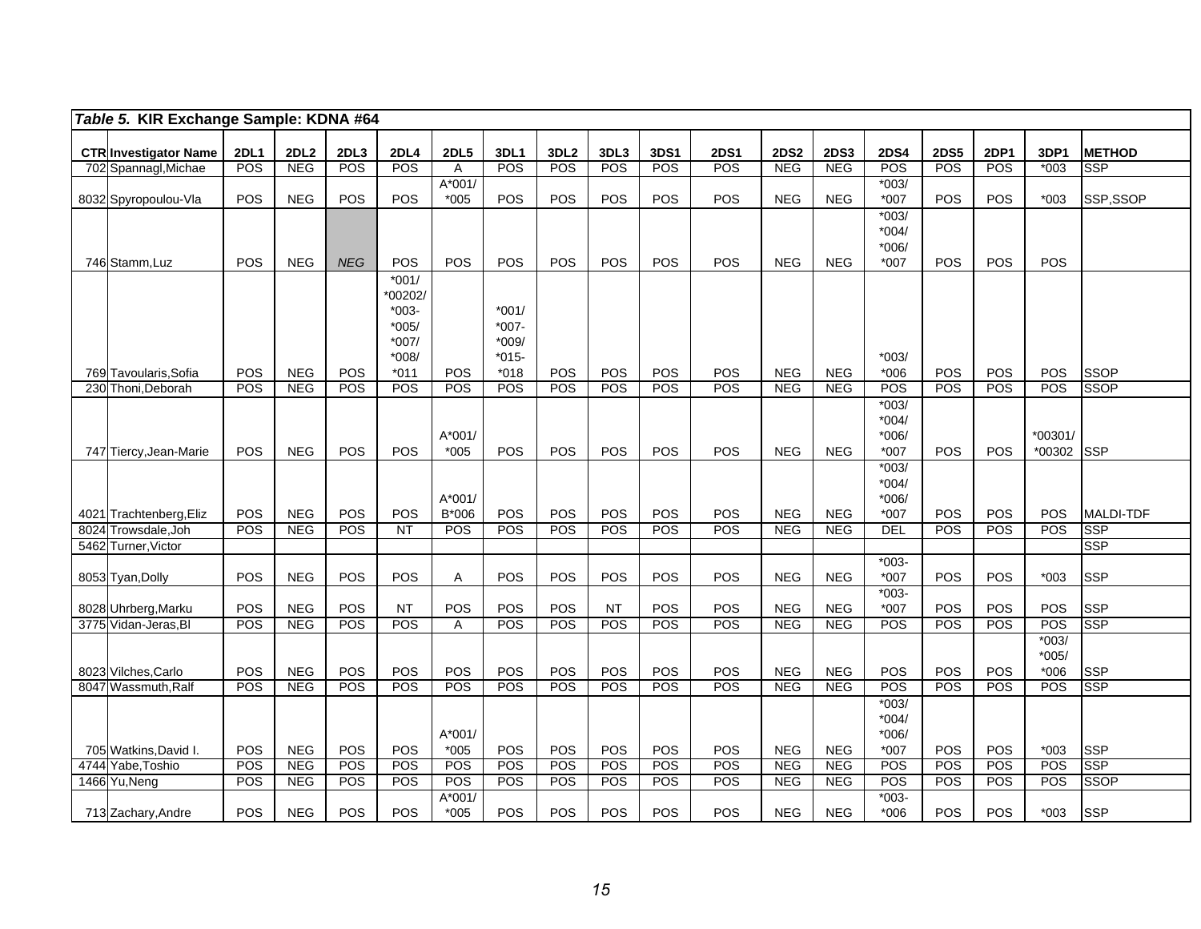*Table 5.* **KIR Exchange Sample: KDNA #64**

| CTR | Investigator Name | 2DL1 | 2DL2 | 2DL3 | 2DL4 | 2DL5 | 3DL1 | 3DL2 | 3DL3 | 3DS1 | 2DS1 | 2DS2 | 2DS3 | 2DS4 | 2DS5 | 2DP1 | 3DP1 | METHOD |
|---|---|---|---|---|---|---|---|---|---|---|---|---|---|---|---|---|---|---|
| 702 | Spannagl,Michae | POS | NEG | POS | POS | A | POS | POS | POS | POS | POS | NEG | NEG | POS | POS | POS | *003 | SSP |
| 8032 | Spyropoulou-Vla | POS | NEG | POS | POS | A*001/ *005 | POS | POS | POS | POS | POS | NEG | NEG | *003/ *007 | POS | POS | *003 | SSP,SSOP |
| 746 | Stamm,Luz | POS | NEG | *NEG* | POS | POS | POS | POS | POS | POS | POS | NEG | NEG | *003/ *004/ *006/ *007 | POS | POS | POS | |
| 769 | Tavoularis,Sofia | POS | NEG | POS | *001/ *00202/ *003- *005/ *007/ *008/ *011 | POS | *001/ *007- *009/ *015- *018 | POS | POS | POS | POS | NEG | NEG | *003/ *006 | POS | POS | POS | SSOP |
| 230 | Thoni,Deborah | POS | NEG | POS | POS | POS | POS | POS | POS | POS | POS | NEG | NEG | POS | POS | POS | POS | SSOP |
| 747 | Tiercy,Jean-Marie | POS | NEG | POS | POS | A*001/ *005 | POS | POS | POS | POS | POS | NEG | NEG | *003/ *004/ *006/ *007 | POS | POS | *00301/ *00302 | SSP |
| 4021 | Trachtenberg,Eliz | POS | NEG | POS | POS | A*001/ B*006 | POS | POS | POS | POS | POS | NEG | NEG | *003/ *004/ *006/ *007 | POS | POS | POS | MALDI-TDF |
| 8024 | Trowsdale,Joh | POS | NEG | POS | NT | POS | POS | POS | POS | POS | POS | NEG | NEG | DEL | POS | POS | POS | SSP |
| 5462 | Turner,Victor | | | | | | | | | | | | | | | | | SSP |
| 8053 | Tyan,Dolly | POS | NEG | POS | POS | A | POS | POS | POS | POS | POS | NEG | NEG | *003- *007 | POS | POS | *003 | SSP |
| 8028 | Uhrberg,Marku | POS | NEG | POS | NT | POS | POS | POS | NT | POS | POS | NEG | NEG | *003- *007 | POS | POS | POS | SSP |
| 3775 | Vidan-Jeras,Bl | POS | NEG | POS | POS | A | POS | POS | POS | POS | POS | NEG | NEG | POS | POS | POS | POS | SSP |
| 8023 | Vilches,Carlo | POS | NEG | POS | POS | POS | POS | POS | POS | POS | POS | NEG | NEG | POS | POS | POS | *003/ *005/ *006 | SSP |
| 8047 | Wassmuth,Ralf | POS | NEG | POS | POS | POS | POS | POS | POS | POS | POS | NEG | NEG | POS | POS | POS | POS | SSP |
| 705 | Watkins,David I. | POS | NEG | POS | POS | A*001/ *005 | POS | POS | POS | POS | POS | NEG | NEG | *003/ *004/ *006/ *007 | POS | POS | *003 | SSP |
| 4744 | Yabe,Toshio | POS | NEG | POS | POS | POS | POS | POS | POS | POS | POS | NEG | NEG | POS | POS | POS | POS | SSP |
| 1466 | Yu,Neng | POS | NEG | POS | POS | POS | POS | POS | POS | POS | POS | NEG | NEG | POS | POS | POS | POS | SSOP |
| 713 | Zachary,Andre | POS | NEG | POS | POS | A*001/ *005 | POS | POS | POS | POS | POS | NEG | NEG | *003- *006 | POS | POS | *003 | SSP |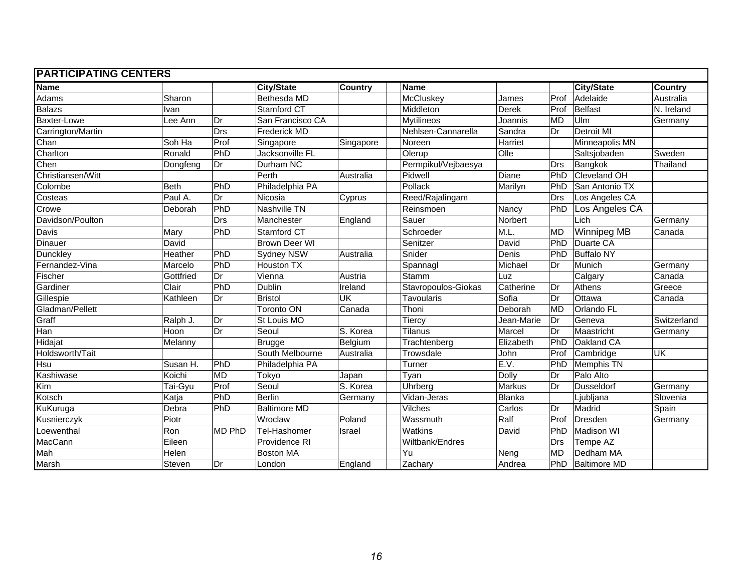## PARTICIPATING CENTERS

| Name | | | City/State | Country | | Name | | | City/State | Country |
|---|---|---|---|---|---|---|---|---|---|---|
| Adams | Sharon | | Bethesda MD | | | McCluskey | James | Prof | Adelaide | Australia |
| Balazs | Ivan | | Stamford CT | | | Middleton | Derek | Prof | Belfast | N. Ireland |
| Baxter-Lowe | Lee Ann | Dr | San Francisco CA | | | Mytilineos | Joannis | MD | Ulm | Germany |
| Carrington/Martin | | Drs | Frederick MD | | | Nehlsen-Cannarella | Sandra | Dr | Detroit MI | |
| Chan | Soh Ha | Prof | Singapore | Singapore | | Noreen | Harriet | | Minneapolis MN | |
| Charlton | Ronald | PhD | Jacksonville FL | | | Olerup | Olle | | Saltsjobaden | Sweden |
| Chen | Dongfeng | Dr | Durham NC | | | Permpikul/Vejbaesya | | Drs | Bangkok | Thailand |
| Christiansen/Witt | | | Perth | Australia | | Pidwell | Diane | PhD | Cleveland OH | |
| Colombe | Beth | PhD | Philadelphia PA | | | Pollack | Marilyn | PhD | San Antonio TX | |
| Costeas | Paul A. | Dr | Nicosia | Cyprus | | Reed/Rajalingam | | Drs | Los Angeles CA | |
| Crowe | Deborah | PhD | Nashville TN | | | Reinsmoen | Nancy | PhD | Los Angeles CA | |
| Davidson/Poulton | | Drs | Manchester | England | | Sauer | Norbert | | Lich | Germany |
| Davis | Mary | PhD | Stamford CT | | | Schroeder | M.L. | MD | Winnipeg MB | Canada |
| Dinauer | David | | Brown Deer WI | | | Senitzer | David | PhD | Duarte CA | |
| Dunckley | Heather | PhD | Sydney NSW | Australia | | Snider | Denis | PhD | Buffalo NY | |
| Fernandez-Vina | Marcelo | PhD | Houston TX | | | Spannagl | Michael | Dr | Munich | Germany |
| Fischer | Gottfried | Dr | Vienna | Austria | | Stamm | Luz | | Calgary | Canada |
| Gardiner | Clair | PhD | Dublin | Ireland | | Stavropoulos-Giokas | Catherine | Dr | Athens | Greece |
| Gillespie | Kathleen | Dr | Bristol | UK | | Tavoularis | Sofia | Dr | Ottawa | Canada |
| Gladman/Pellett | | | Toronto ON | Canada | | Thoni | Deborah | MD | Orlando FL | |
| Graff | Ralph J. | Dr | St Louis MO | | | Tiercy | Jean-Marie | Dr | Geneva | Switzerland |
| Han | Hoon | Dr | Seoul | S. Korea | | Tilanus | Marcel | Dr | Maastricht | Germany |
| Hidajat | Melanny | | Brugge | Belgium | | Trachtenberg | Elizabeth | PhD | Oakland CA | |
| Holdsworth/Tait | | | South Melbourne | Australia | | Trowsdale | John | Prof | Cambridge | UK |
| Hsu | Susan H. | PhD | Philadelphia PA | | | Turner | E.V. | PhD | Memphis TN | |
| Kashiwase | Koichi | MD | Tokyo | Japan | | Tyan | Dolly | Dr | Palo Alto | |
| Kim | Tai-Gyu | Prof | Seoul | S. Korea | | Uhrberg | Markus | Dr | Dusseldorf | Germany |
| Kotsch | Katja | PhD | Berlin | Germany | | Vidan-Jeras | Blanka | | Ljubljana | Slovenia |
| KuKuruga | Debra | PhD | Baltimore MD | | | Vilches | Carlos | Dr | Madrid | Spain |
| Kusnierczyk | Piotr | | Wroclaw | Poland | | Wassmuth | Ralf | Prof | Dresden | Germany |
| Loewenthal | Ron | MD PhD | Tel-Hashomer | Israel | | Watkins | David | PhD | Madison WI | |
| MacCann | Eileen | | Providence RI | | | Wiltbank/Endres | | Drs | Tempe AZ | |
| Mah | Helen | | Boston MA | | | Yu | Neng | MD | Dedham MA | |
| Marsh | Steven | Dr | London | England | | Zachary | Andrea | PhD | Baltimore MD | |